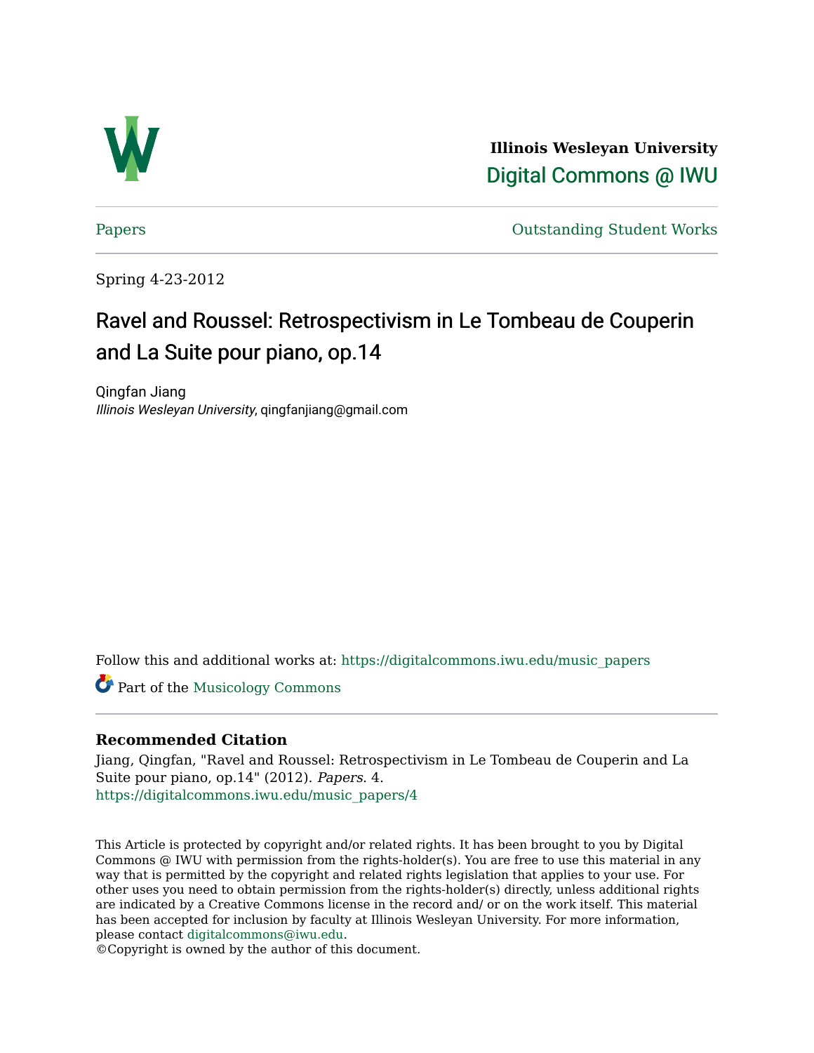**Illinois Wesleyan University**
**Digital Commons @ IWU**

Papers | Outstanding Student Works

Spring 4-23-2012

# Ravel and Roussel: Retrospectivism in Le Tombeau de Couperin and La Suite pour piano, op.14

Qingfan Jiang
*Illinois Wesleyan University*, qingfanjiang@gmail.com

Follow this and additional works at: https://digitalcommons.iwu.edu/music_papers

Part of the Musicology Commons

### Recommended Citation

Jiang, Qingfan, "Ravel and Roussel: Retrospectivism in Le Tombeau de Couperin and La Suite pour piano, op.14" (2012). *Papers*. 4.
https://digitalcommons.iwu.edu/music_papers/4

This Article is protected by copyright and/or related rights. It has been brought to you by Digital Commons @ IWU with permission from the rights-holder(s). You are free to use this material in any way that is permitted by the copyright and related rights legislation that applies to your use. For other uses you need to obtain permission from the rights-holder(s) directly, unless additional rights are indicated by a Creative Commons license in the record and/ or on the work itself. This material has been accepted for inclusion by faculty at Illinois Wesleyan University. For more information, please contact digitalcommons@iwu.edu.
©Copyright is owned by the author of this document.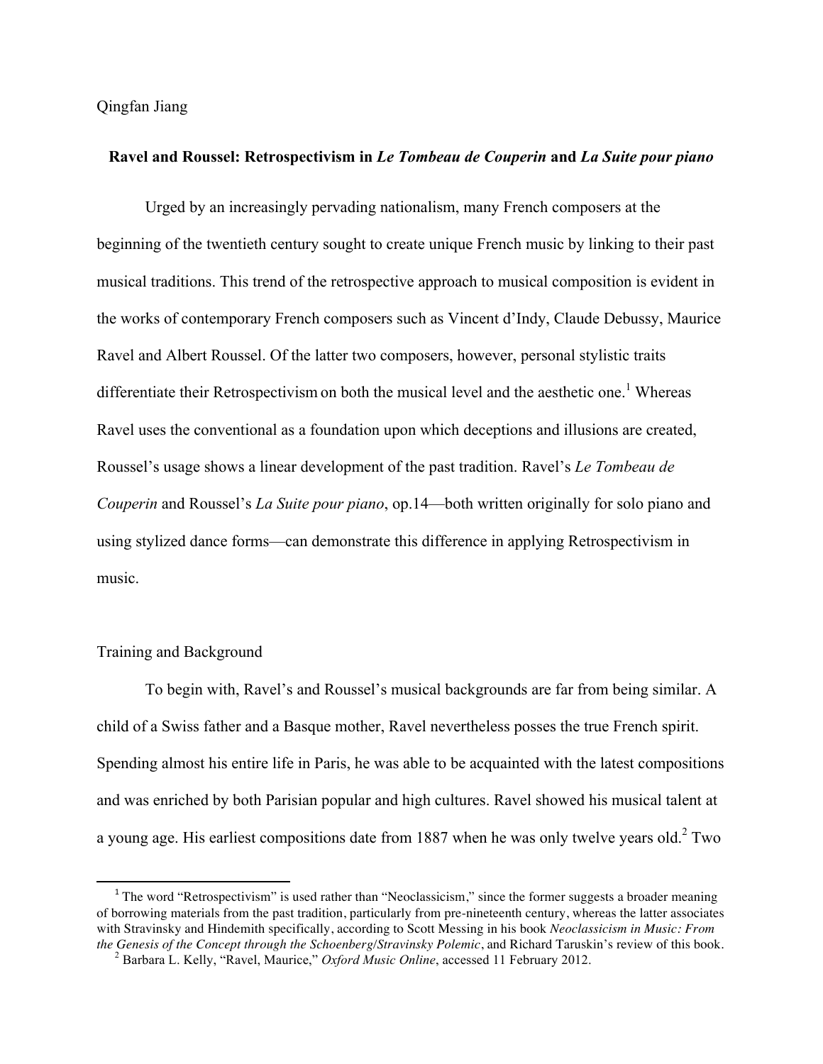Qingfan Jiang

**Ravel and Roussel: Retrospectivism in *Le Tombeau de Couperin* and *La Suite pour piano***

Urged by an increasingly pervading nationalism, many French composers at the beginning of the twentieth century sought to create unique French music by linking to their past musical traditions. This trend of the retrospective approach to musical composition is evident in the works of contemporary French composers such as Vincent d'Indy, Claude Debussy, Maurice Ravel and Albert Roussel. Of the latter two composers, however, personal stylistic traits differentiate their Retrospectivism on both the musical level and the aesthetic one.[1] Whereas Ravel uses the conventional as a foundation upon which deceptions and illusions are created, Roussel's usage shows a linear development of the past tradition. Ravel's *Le Tombeau de Couperin* and Roussel's *La Suite pour piano*, op.14—both written originally for solo piano and using stylized dance forms—can demonstrate this difference in applying Retrospectivism in music.

## Training and Background

To begin with, Ravel's and Roussel's musical backgrounds are far from being similar. A child of a Swiss father and a Basque mother, Ravel nevertheless posses the true French spirit. Spending almost his entire life in Paris, he was able to be acquainted with the latest compositions and was enriched by both Parisian popular and high cultures. Ravel showed his musical talent at a young age. His earliest compositions date from 1887 when he was only twelve years old.[2] Two

---

[1] The word "Retrospectivism" is used rather than "Neoclassicism," since the former suggests a broader meaning of borrowing materials from the past tradition, particularly from pre-nineteenth century, whereas the latter associates with Stravinsky and Hindemith specifically, according to Scott Messing in his book *Neoclassicism in Music: From the Genesis of the Concept through the Schoenberg/Stravinsky Polemic*, and Richard Taruskin's review of this book.

[2] Barbara L. Kelly, "Ravel, Maurice," *Oxford Music Online*, accessed 11 February 2012.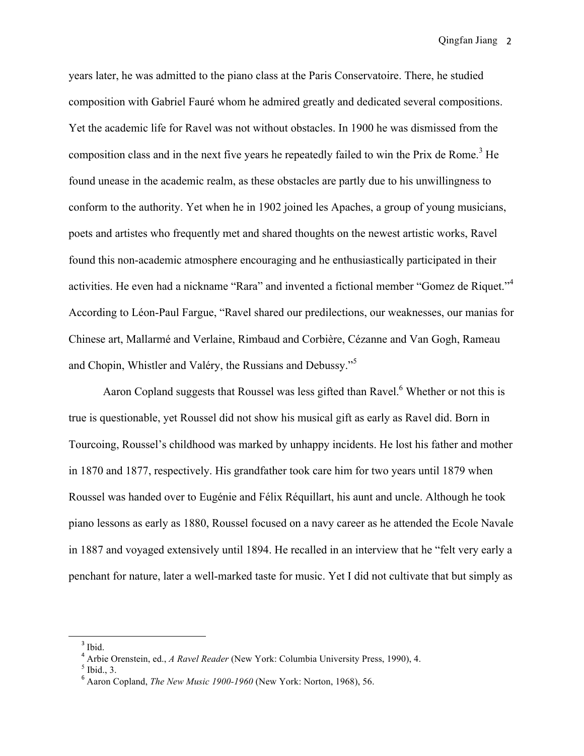years later, he was admitted to the piano class at the Paris Conservatoire. There, he studied composition with Gabriel Fauré whom he admired greatly and dedicated several compositions. Yet the academic life for Ravel was not without obstacles. In 1900 he was dismissed from the composition class and in the next five years he repeatedly failed to win the Prix de Rome.[3] He found unease in the academic realm, as these obstacles are partly due to his unwillingness to conform to the authority. Yet when he in 1902 joined les Apaches, a group of young musicians, poets and artistes who frequently met and shared thoughts on the newest artistic works, Ravel found this non-academic atmosphere encouraging and he enthusiastically participated in their activities. He even had a nickname "Rara" and invented a fictional member "Gomez de Riquet."[4] According to Léon-Paul Fargue, "Ravel shared our predilections, our weaknesses, our manias for Chinese art, Mallarmé and Verlaine, Rimbaud and Corbière, Cézanne and Van Gogh, Rameau and Chopin, Whistler and Valéry, the Russians and Debussy."[5]

Aaron Copland suggests that Roussel was less gifted than Ravel.[6] Whether or not this is true is questionable, yet Roussel did not show his musical gift as early as Ravel did. Born in Tourcoing, Roussel's childhood was marked by unhappy incidents. He lost his father and mother in 1870 and 1877, respectively. His grandfather took care him for two years until 1879 when Roussel was handed over to Eugénie and Félix Réquillart, his aunt and uncle. Although he took piano lessons as early as 1880, Roussel focused on a navy career as he attended the Ecole Navale in 1887 and voyaged extensively until 1894. He recalled in an interview that he "felt very early a penchant for nature, later a well-marked taste for music. Yet I did not cultivate that but simply as

---

[3] Ibid.

[4] Arbie Orenstein, ed., *A Ravel Reader* (New York: Columbia University Press, 1990), 4.

[5] Ibid., 3.

[6] Aaron Copland, *The New Music 1900-1960* (New York: Norton, 1968), 56.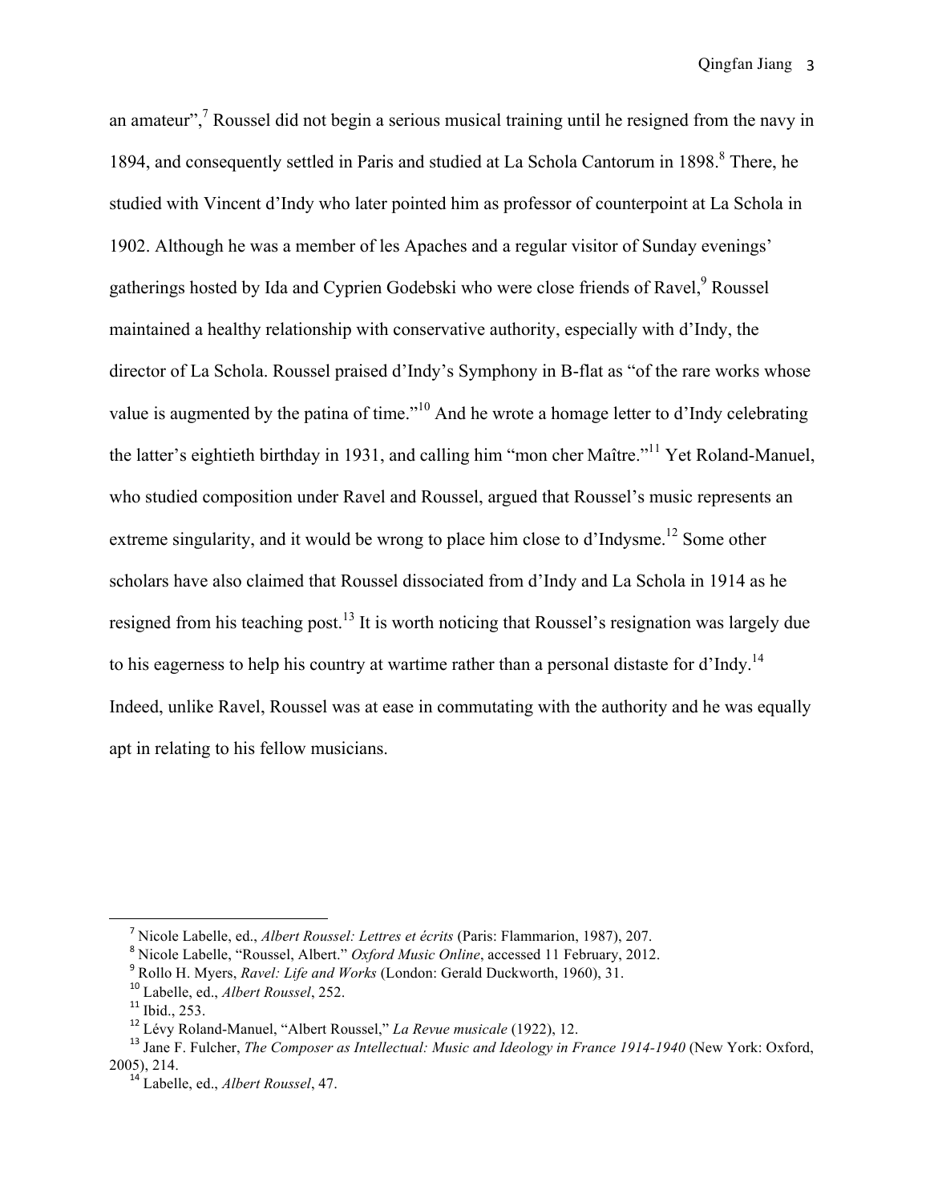an amateur",[7] Roussel did not begin a serious musical training until he resigned from the navy in 1894, and consequently settled in Paris and studied at La Schola Cantorum in 1898.[8] There, he studied with Vincent d'Indy who later pointed him as professor of counterpoint at La Schola in 1902. Although he was a member of les Apaches and a regular visitor of Sunday evenings' gatherings hosted by Ida and Cyprien Godebski who were close friends of Ravel,[9] Roussel maintained a healthy relationship with conservative authority, especially with d'Indy, the director of La Schola. Roussel praised d'Indy's Symphony in B-flat as "of the rare works whose value is augmented by the patina of time."[10] And he wrote a homage letter to d'Indy celebrating the latter's eightieth birthday in 1931, and calling him "mon cher Maître."[11] Yet Roland-Manuel, who studied composition under Ravel and Roussel, argued that Roussel's music represents an extreme singularity, and it would be wrong to place him close to d'Indysme.[12] Some other scholars have also claimed that Roussel dissociated from d'Indy and La Schola in 1914 as he resigned from his teaching post.[13] It is worth noticing that Roussel's resignation was largely due to his eagerness to help his country at wartime rather than a personal distaste for d'Indy.[14] Indeed, unlike Ravel, Roussel was at ease in commutating with the authority and he was equally apt in relating to his fellow musicians.

---

[7] Nicole Labelle, ed., *Albert Roussel: Lettres et écrits* (Paris: Flammarion, 1987), 207.

[8] Nicole Labelle, "Roussel, Albert." *Oxford Music Online*, accessed 11 February, 2012.

[9] Rollo H. Myers, *Ravel: Life and Works* (London: Gerald Duckworth, 1960), 31.

[10] Labelle, ed., *Albert Roussel*, 252.

[11] Ibid., 253.

[12] Lévy Roland-Manuel, "Albert Roussel," *La Revue musicale* (1922), 12.

[13] Jane F. Fulcher, *The Composer as Intellectual: Music and Ideology in France 1914-1940* (New York: Oxford, 2005), 214.

[14] Labelle, ed., *Albert Roussel*, 47.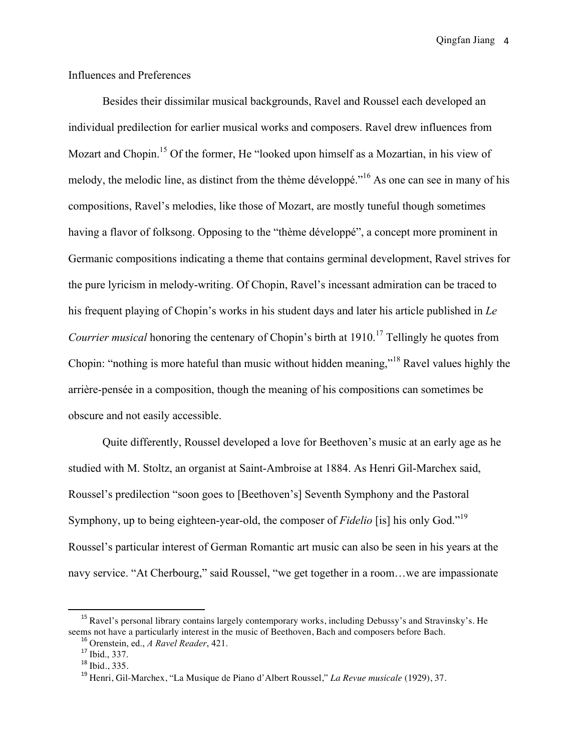Influences and Preferences

Besides their dissimilar musical backgrounds, Ravel and Roussel each developed an individual predilection for earlier musical works and composers. Ravel drew influences from Mozart and Chopin.[15] Of the former, He "looked upon himself as a Mozartian, in his view of melody, the melodic line, as distinct from the thème développé."[16] As one can see in many of his compositions, Ravel's melodies, like those of Mozart, are mostly tuneful though sometimes having a flavor of folksong. Opposing to the "thème développé", a concept more prominent in Germanic compositions indicating a theme that contains germinal development, Ravel strives for the pure lyricism in melody-writing. Of Chopin, Ravel's incessant admiration can be traced to his frequent playing of Chopin's works in his student days and later his article published in *Le Courrier musical* honoring the centenary of Chopin's birth at 1910.[17] Tellingly he quotes from Chopin: "nothing is more hateful than music without hidden meaning,"[18] Ravel values highly the arrière-pensée in a composition, though the meaning of his compositions can sometimes be obscure and not easily accessible.

Quite differently, Roussel developed a love for Beethoven's music at an early age as he studied with M. Stoltz, an organist at Saint-Ambroise at 1884. As Henri Gil-Marchex said, Roussel's predilection "soon goes to [Beethoven's] Seventh Symphony and the Pastoral Symphony, up to being eighteen-year-old, the composer of *Fidelio* [is] his only God."[19] Roussel's particular interest of German Romantic art music can also be seen in his years at the navy service. "At Cherbourg," said Roussel, "we get together in a room…we are impassionate

---

[15] Ravel's personal library contains largely contemporary works, including Debussy's and Stravinsky's. He seems not have a particularly interest in the music of Beethoven, Bach and composers before Bach.

[16] Orenstein, ed., *A Ravel Reader*, 421.

[17] Ibid., 337.

[18] Ibid., 335.

[19] Henri, Gil-Marchex, "La Musique de Piano d'Albert Roussel," *La Revue musicale* (1929), 37.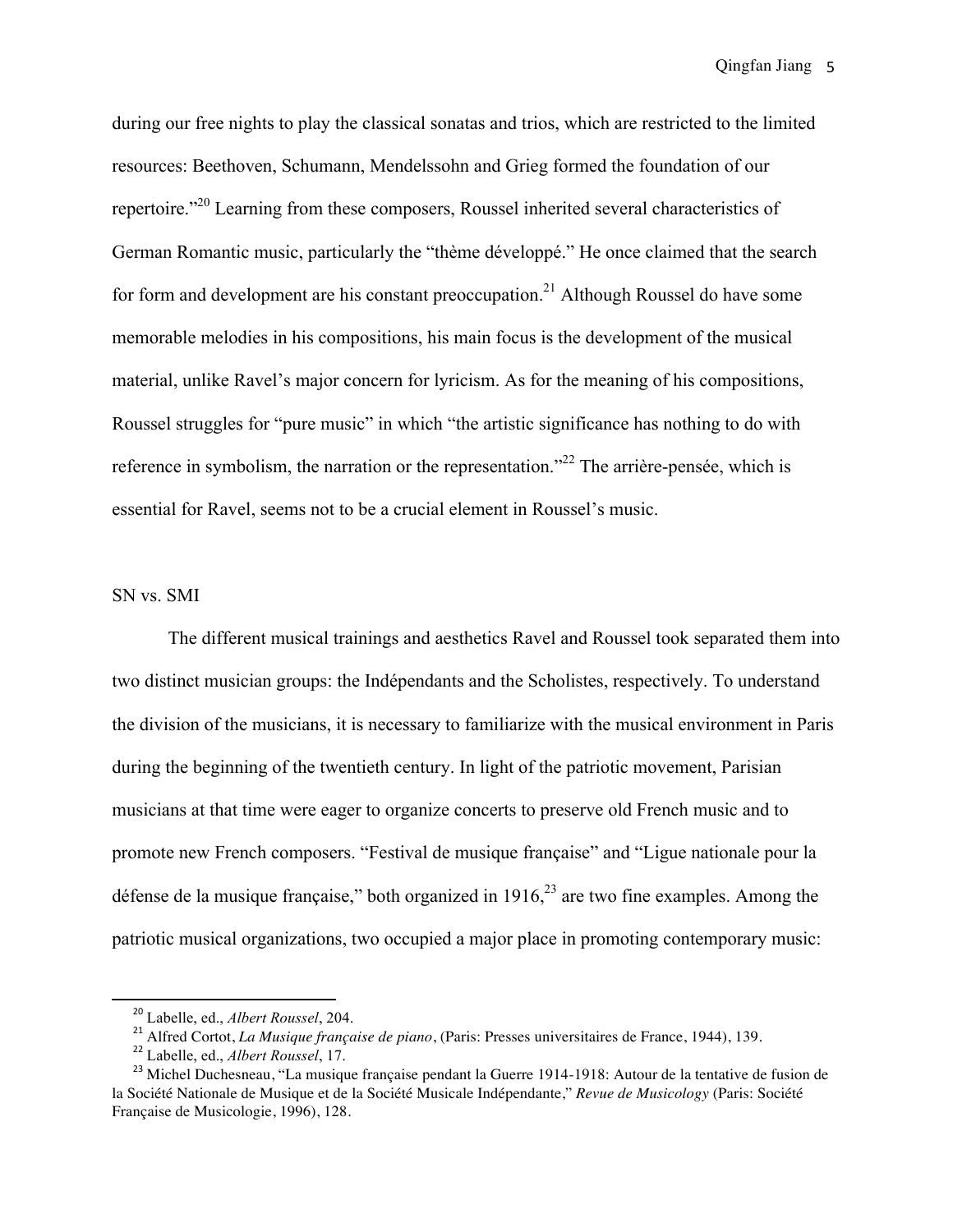during our free nights to play the classical sonatas and trios, which are restricted to the limited resources: Beethoven, Schumann, Mendelssohn and Grieg formed the foundation of our repertoire."[20] Learning from these composers, Roussel inherited several characteristics of German Romantic music, particularly the "thème développé." He once claimed that the search for form and development are his constant preoccupation.[21] Although Roussel do have some memorable melodies in his compositions, his main focus is the development of the musical material, unlike Ravel's major concern for lyricism. As for the meaning of his compositions, Roussel struggles for "pure music" in which "the artistic significance has nothing to do with reference in symbolism, the narration or the representation."[22] The arrière-pensée, which is essential for Ravel, seems not to be a crucial element in Roussel's music.

## SN vs. SMI

The different musical trainings and aesthetics Ravel and Roussel took separated them into two distinct musician groups: the Indépendants and the Scholistes, respectively. To understand the division of the musicians, it is necessary to familiarize with the musical environment in Paris during the beginning of the twentieth century. In light of the patriotic movement, Parisian musicians at that time were eager to organize concerts to preserve old French music and to promote new French composers. "Festival de musique française" and "Ligue nationale pour la défense de la musique française," both organized in 1916,[23] are two fine examples. Among the patriotic musical organizations, two occupied a major place in promoting contemporary music:

---

[20] Labelle, ed., *Albert Roussel*, 204.

[21] Alfred Cortot, *La Musique française de piano*, (Paris: Presses universitaires de France, 1944), 139.

[22] Labelle, ed., *Albert Roussel*, 17.

[23] Michel Duchesneau, "La musique française pendant la Guerre 1914-1918: Autour de la tentative de fusion de la Société Nationale de Musique et de la Société Musicale Indépendante," *Revue de Musicology* (Paris: Société Française de Musicologie, 1996), 128.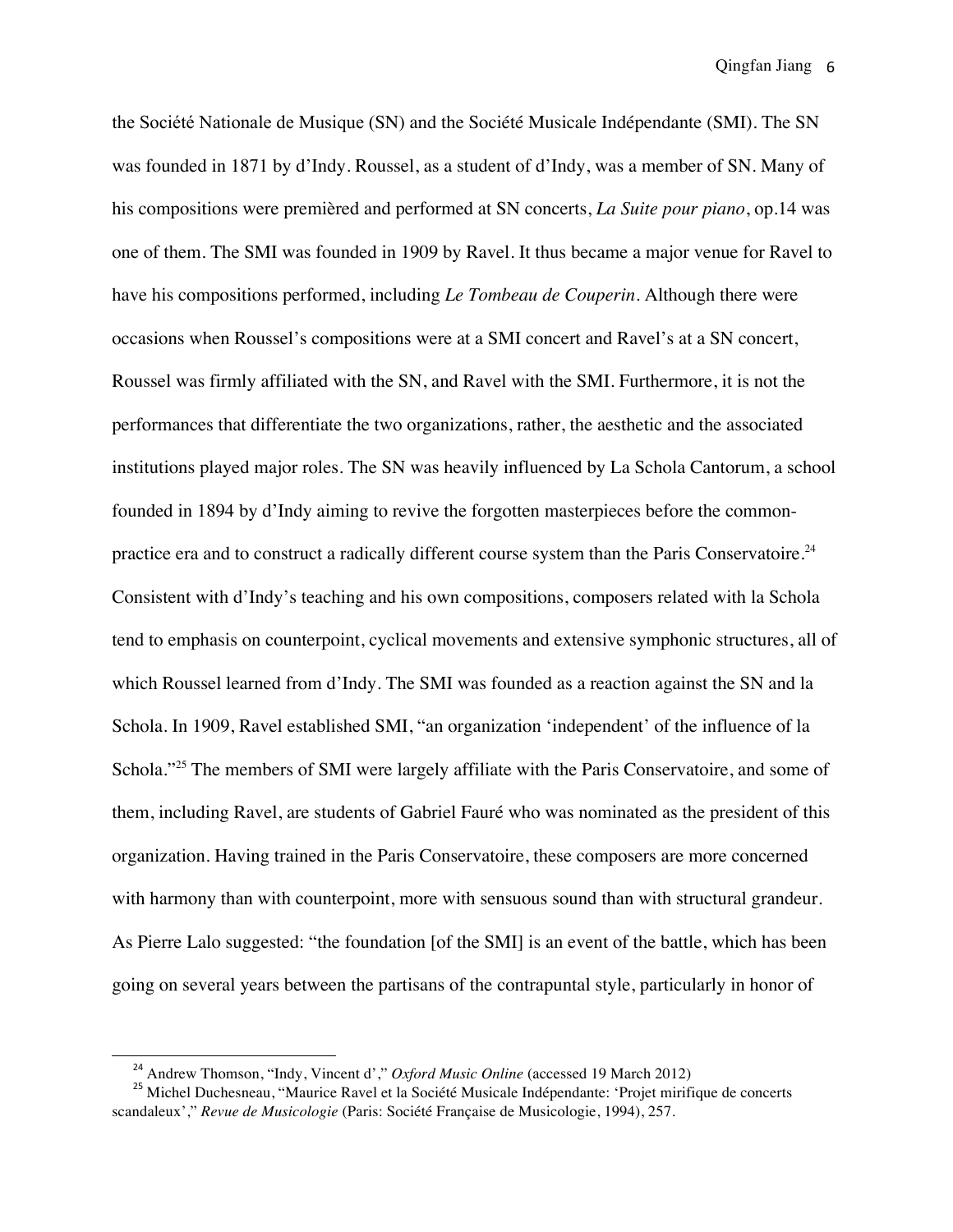the Société Nationale de Musique (SN) and the Société Musicale Indépendante (SMI). The SN was founded in 1871 by d'Indy. Roussel, as a student of d'Indy, was a member of SN. Many of his compositions were premièred and performed at SN concerts, *La Suite pour piano*, op.14 was one of them. The SMI was founded in 1909 by Ravel. It thus became a major venue for Ravel to have his compositions performed, including *Le Tombeau de Couperin*. Although there were occasions when Roussel's compositions were at a SMI concert and Ravel's at a SN concert, Roussel was firmly affiliated with the SN, and Ravel with the SMI. Furthermore, it is not the performances that differentiate the two organizations, rather, the aesthetic and the associated institutions played major roles. The SN was heavily influenced by La Schola Cantorum, a school founded in 1894 by d'Indy aiming to revive the forgotten masterpieces before the common-practice era and to construct a radically different course system than the Paris Conservatoire.[24] Consistent with d'Indy's teaching and his own compositions, composers related with la Schola tend to emphasis on counterpoint, cyclical movements and extensive symphonic structures, all of which Roussel learned from d'Indy. The SMI was founded as a reaction against the SN and la Schola. In 1909, Ravel established SMI, "an organization 'independent' of the influence of la Schola."[25] The members of SMI were largely affiliate with the Paris Conservatoire, and some of them, including Ravel, are students of Gabriel Fauré who was nominated as the president of this organization. Having trained in the Paris Conservatoire, these composers are more concerned with harmony than with counterpoint, more with sensuous sound than with structural grandeur. As Pierre Lalo suggested: "the foundation [of the SMI] is an event of the battle, which has been going on several years between the partisans of the contrapuntal style, particularly in honor of

---

[24] Andrew Thomson, "Indy, Vincent d'," *Oxford Music Online* (accessed 19 March 2012)

[25] Michel Duchesneau, "Maurice Ravel et la Société Musicale Indépendante: 'Projet mirifique de concerts scandaleux'," *Revue de Musicologie* (Paris: Société Française de Musicologie, 1994), 257.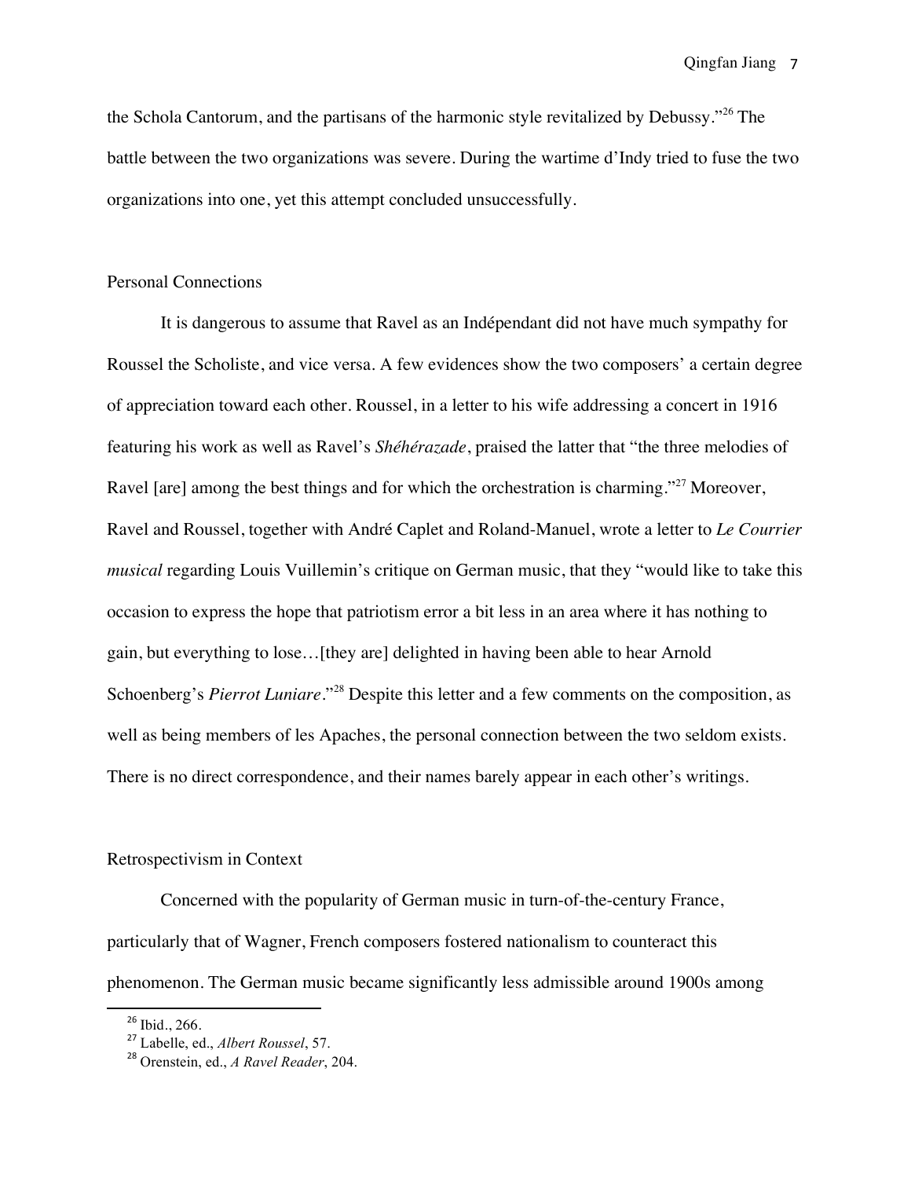the Schola Cantorum, and the partisans of the harmonic style revitalized by Debussy."[26] The battle between the two organizations was severe. During the wartime d'Indy tried to fuse the two organizations into one, yet this attempt concluded unsuccessfully.

## Personal Connections

It is dangerous to assume that Ravel as an Indépendant did not have much sympathy for Roussel the Scholiste, and vice versa. A few evidences show the two composers' a certain degree of appreciation toward each other. Roussel, in a letter to his wife addressing a concert in 1916 featuring his work as well as Ravel's *Shéhérazade*, praised the latter that "the three melodies of Ravel [are] among the best things and for which the orchestration is charming."[27] Moreover, Ravel and Roussel, together with André Caplet and Roland-Manuel, wrote a letter to *Le Courrier musical* regarding Louis Vuillemin's critique on German music, that they "would like to take this occasion to express the hope that patriotism error a bit less in an area where it has nothing to gain, but everything to lose…[they are] delighted in having been able to hear Arnold Schoenberg's *Pierrot Luniare*."[28] Despite this letter and a few comments on the composition, as well as being members of les Apaches, the personal connection between the two seldom exists. There is no direct correspondence, and their names barely appear in each other's writings.

## Retrospectivism in Context

Concerned with the popularity of German music in turn-of-the-century France, particularly that of Wagner, French composers fostered nationalism to counteract this phenomenon. The German music became significantly less admissible around 1900s among

---

[26] Ibid., 266.

[27] Labelle, ed., *Albert Roussel*, 57.

[28] Orenstein, ed., *A Ravel Reader*, 204.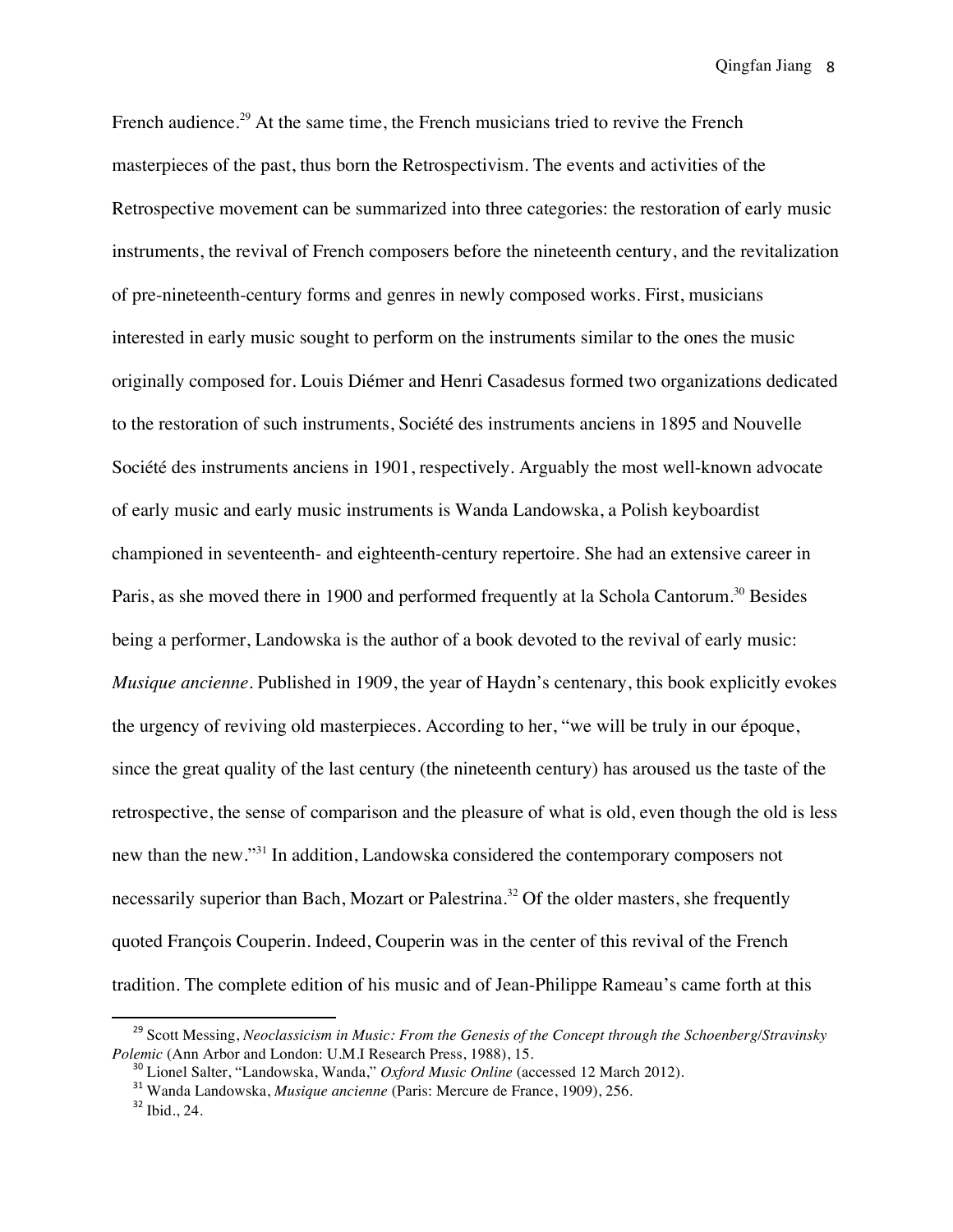French audience.[29] At the same time, the French musicians tried to revive the French masterpieces of the past, thus born the Retrospectivism. The events and activities of the Retrospective movement can be summarized into three categories: the restoration of early music instruments, the revival of French composers before the nineteenth century, and the revitalization of pre-nineteenth-century forms and genres in newly composed works. First, musicians interested in early music sought to perform on the instruments similar to the ones the music originally composed for. Louis Diémer and Henri Casadesus formed two organizations dedicated to the restoration of such instruments, Société des instruments anciens in 1895 and Nouvelle Société des instruments anciens in 1901, respectively. Arguably the most well-known advocate of early music and early music instruments is Wanda Landowska, a Polish keyboardist championed in seventeenth- and eighteenth-century repertoire. She had an extensive career in Paris, as she moved there in 1900 and performed frequently at la Schola Cantorum.[30] Besides being a performer, Landowska is the author of a book devoted to the revival of early music: *Musique ancienne*. Published in 1909, the year of Haydn's centenary, this book explicitly evokes the urgency of reviving old masterpieces. According to her, "we will be truly in our époque, since the great quality of the last century (the nineteenth century) has aroused us the taste of the retrospective, the sense of comparison and the pleasure of what is old, even though the old is less new than the new."[31] In addition, Landowska considered the contemporary composers not necessarily superior than Bach, Mozart or Palestrina.[32] Of the older masters, she frequently quoted François Couperin. Indeed, Couperin was in the center of this revival of the French tradition. The complete edition of his music and of Jean-Philippe Rameau's came forth at this

---

[29] Scott Messing, *Neoclassicism in Music: From the Genesis of the Concept through the Schoenberg/Stravinsky Polemic* (Ann Arbor and London: U.M.I Research Press, 1988), 15.

[30] Lionel Salter, "Landowska, Wanda," *Oxford Music Online* (accessed 12 March 2012).

[31] Wanda Landowska, *Musique ancienne* (Paris: Mercure de France, 1909), 256.

[32] Ibid., 24.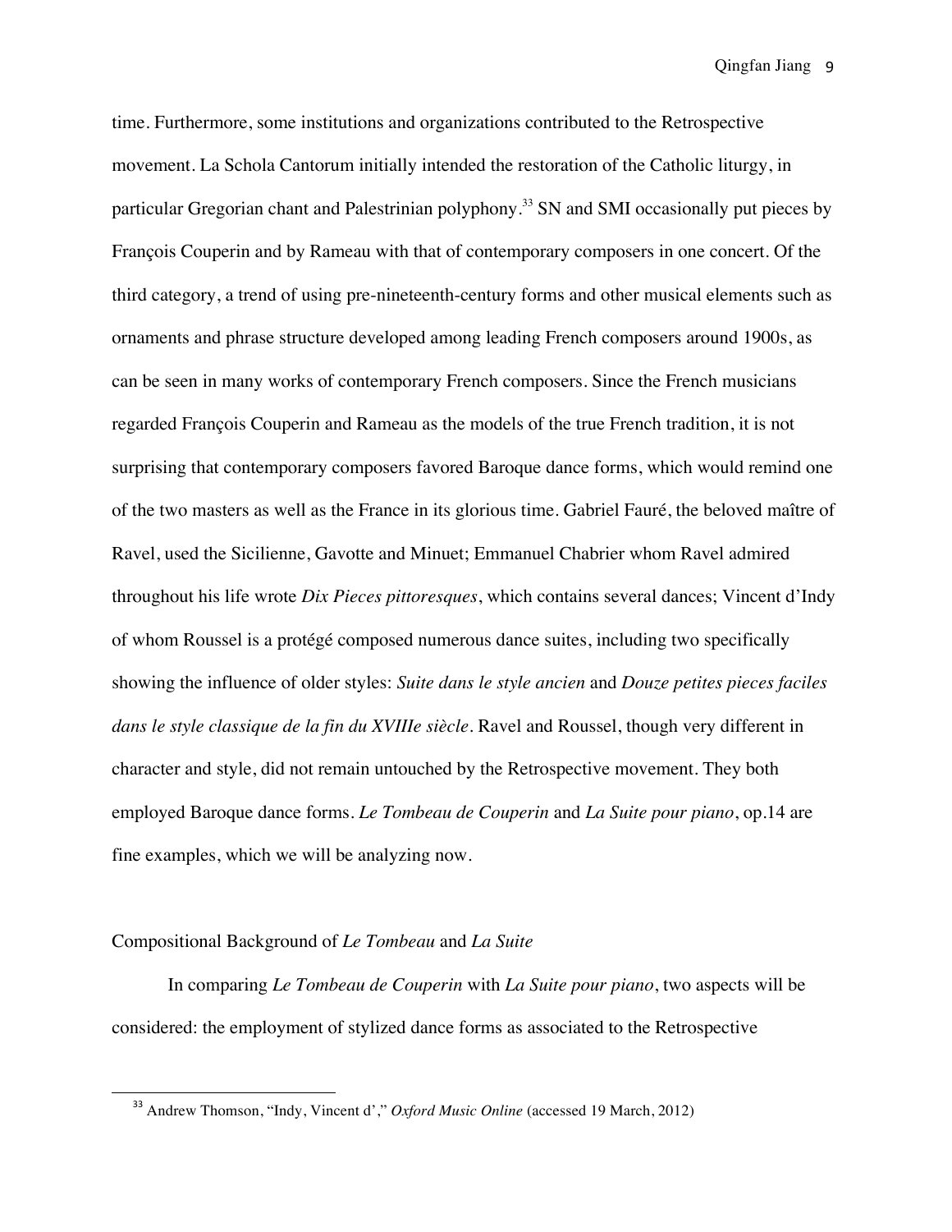time. Furthermore, some institutions and organizations contributed to the Retrospective movement. La Schola Cantorum initially intended the restoration of the Catholic liturgy, in particular Gregorian chant and Palestrinian polyphony.[33] SN and SMI occasionally put pieces by François Couperin and by Rameau with that of contemporary composers in one concert. Of the third category, a trend of using pre-nineteenth-century forms and other musical elements such as ornaments and phrase structure developed among leading French composers around 1900s, as can be seen in many works of contemporary French composers. Since the French musicians regarded François Couperin and Rameau as the models of the true French tradition, it is not surprising that contemporary composers favored Baroque dance forms, which would remind one of the two masters as well as the France in its glorious time. Gabriel Fauré, the beloved maître of Ravel, used the Sicilienne, Gavotte and Minuet; Emmanuel Chabrier whom Ravel admired throughout his life wrote *Dix Pieces pittoresques*, which contains several dances; Vincent d'Indy of whom Roussel is a protégé composed numerous dance suites, including two specifically showing the influence of older styles: *Suite dans le style ancien* and *Douze petites pieces faciles dans le style classique de la fin du XVIIIe siècle*. Ravel and Roussel, though very different in character and style, did not remain untouched by the Retrospective movement. They both employed Baroque dance forms. *Le Tombeau de Couperin* and *La Suite pour piano*, op.14 are fine examples, which we will be analyzing now.

## Compositional Background of *Le Tombeau* and *La Suite*

In comparing *Le Tombeau de Couperin* with *La Suite pour piano*, two aspects will be considered: the employment of stylized dance forms as associated to the Retrospective

---

[33] Andrew Thomson, "Indy, Vincent d'," *Oxford Music Online* (accessed 19 March, 2012)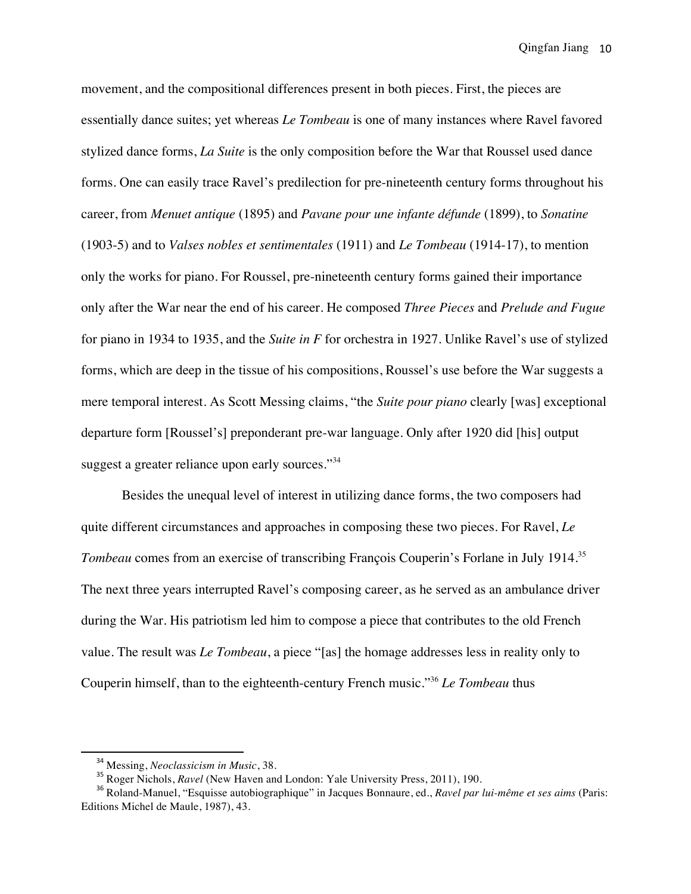movement, and the compositional differences present in both pieces. First, the pieces are essentially dance suites; yet whereas *Le Tombeau* is one of many instances where Ravel favored stylized dance forms, *La Suite* is the only composition before the War that Roussel used dance forms. One can easily trace Ravel's predilection for pre-nineteenth century forms throughout his career, from *Menuet antique* (1895) and *Pavane pour une infante défunde* (1899), to *Sonatine* (1903-5) and to *Valses nobles et sentimentales* (1911) and *Le Tombeau* (1914-17), to mention only the works for piano. For Roussel, pre-nineteenth century forms gained their importance only after the War near the end of his career. He composed *Three Pieces* and *Prelude and Fugue* for piano in 1934 to 1935, and the *Suite in F* for orchestra in 1927. Unlike Ravel's use of stylized forms, which are deep in the tissue of his compositions, Roussel's use before the War suggests a mere temporal interest. As Scott Messing claims, "the *Suite pour piano* clearly [was] exceptional departure form [Roussel's] preponderant pre-war language. Only after 1920 did [his] output suggest a greater reliance upon early sources."[34]

Besides the unequal level of interest in utilizing dance forms, the two composers had quite different circumstances and approaches in composing these two pieces. For Ravel, *Le Tombeau* comes from an exercise of transcribing François Couperin's Forlane in July 1914.[35] The next three years interrupted Ravel's composing career, as he served as an ambulance driver during the War. His patriotism led him to compose a piece that contributes to the old French value. The result was *Le Tombeau*, a piece "[as] the homage addresses less in reality only to Couperin himself, than to the eighteenth-century French music."[36] *Le Tombeau* thus

---

[34] Messing, *Neoclassicism in Music*, 38.

[35] Roger Nichols, *Ravel* (New Haven and London: Yale University Press, 2011), 190.

[36] Roland-Manuel, "Esquisse autobiographique" in Jacques Bonnaure, ed., *Ravel par lui-même et ses aims* (Paris: Editions Michel de Maule, 1987), 43.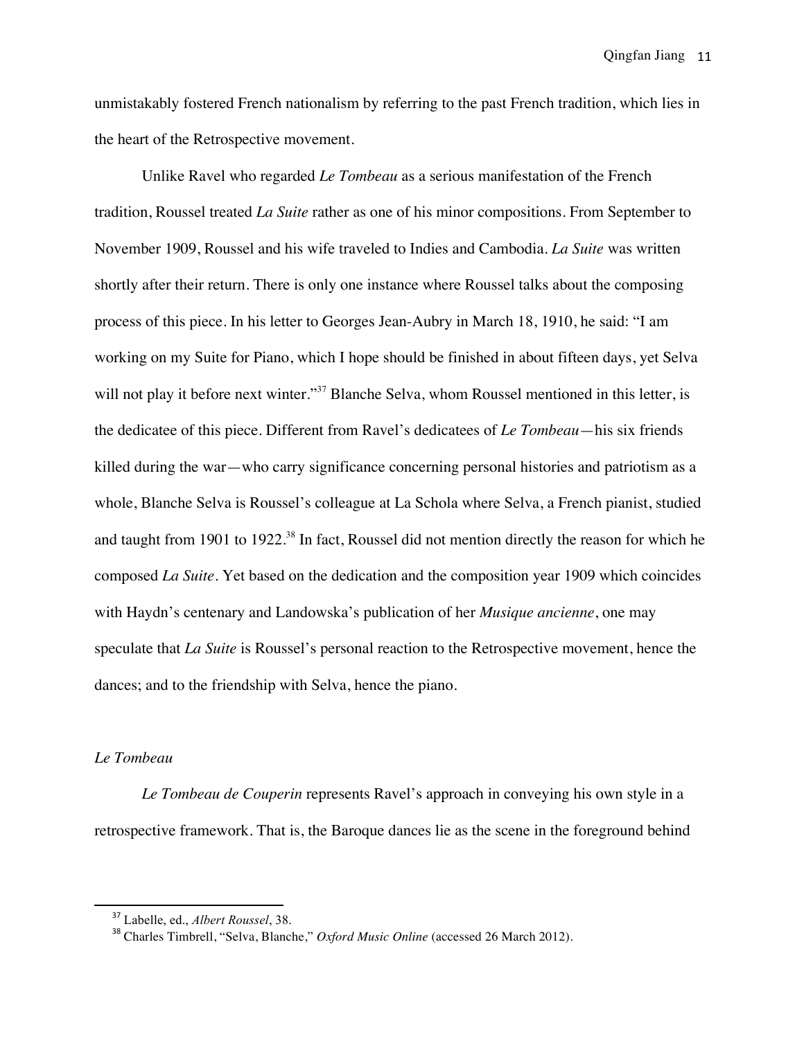unmistakably fostered French nationalism by referring to the past French tradition, which lies in the heart of the Retrospective movement.

Unlike Ravel who regarded *Le Tombeau* as a serious manifestation of the French tradition, Roussel treated *La Suite* rather as one of his minor compositions. From September to November 1909, Roussel and his wife traveled to Indies and Cambodia. *La Suite* was written shortly after their return. There is only one instance where Roussel talks about the composing process of this piece. In his letter to Georges Jean-Aubry in March 18, 1910, he said: "I am working on my Suite for Piano, which I hope should be finished in about fifteen days, yet Selva will not play it before next winter."[37] Blanche Selva, whom Roussel mentioned in this letter, is the dedicatee of this piece. Different from Ravel's dedicatees of *Le Tombeau*—his six friends killed during the war—who carry significance concerning personal histories and patriotism as a whole, Blanche Selva is Roussel's colleague at La Schola where Selva, a French pianist, studied and taught from 1901 to 1922.[38] In fact, Roussel did not mention directly the reason for which he composed *La Suite*. Yet based on the dedication and the composition year 1909 which coincides with Haydn's centenary and Landowska's publication of her *Musique ancienne*, one may speculate that *La Suite* is Roussel's personal reaction to the Retrospective movement, hence the dances; and to the friendship with Selva, hence the piano.

### *Le Tombeau*

*Le Tombeau de Couperin* represents Ravel's approach in conveying his own style in a retrospective framework. That is, the Baroque dances lie as the scene in the foreground behind

---

[37] Labelle, ed., *Albert Roussel*, 38.

[38] Charles Timbrell, "Selva, Blanche," *Oxford Music Online* (accessed 26 March 2012).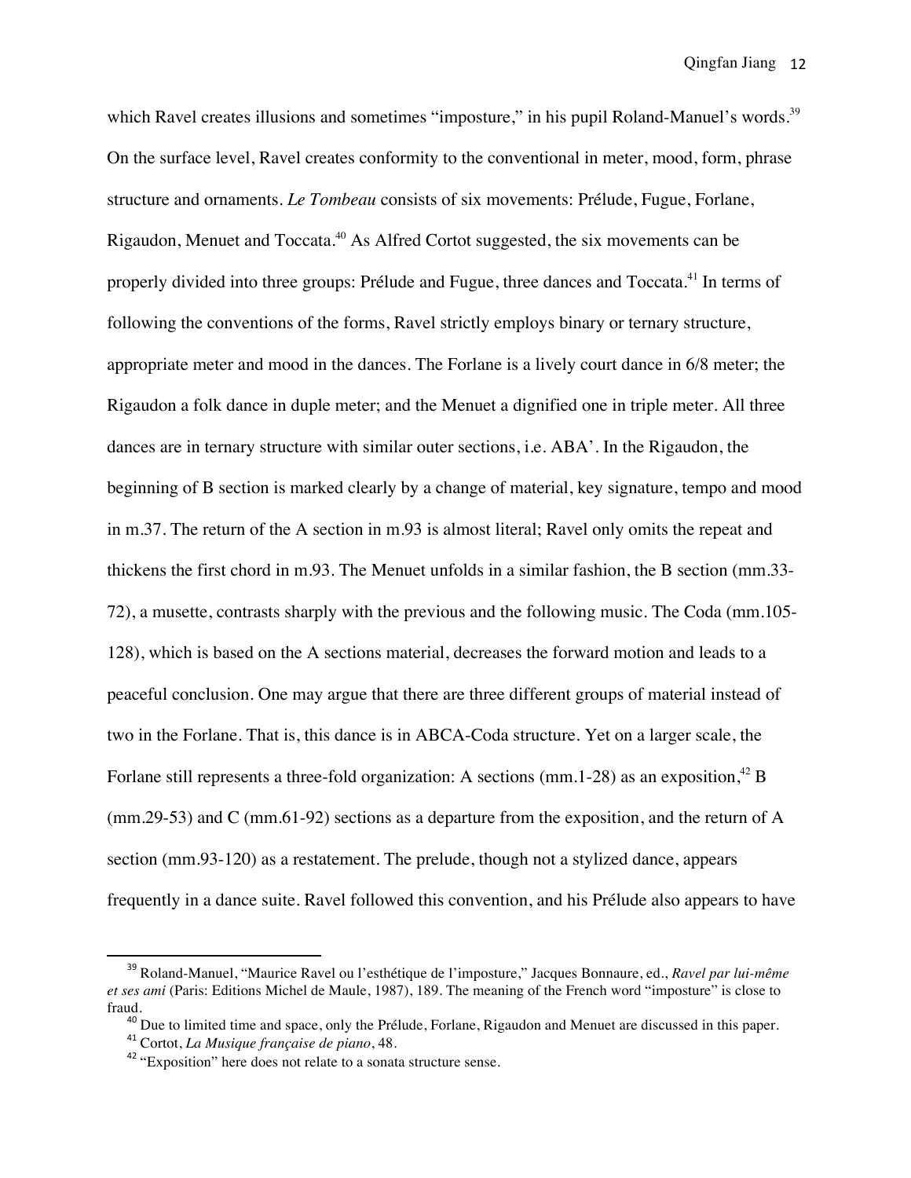which Ravel creates illusions and sometimes "imposture," in his pupil Roland-Manuel's words.[39] On the surface level, Ravel creates conformity to the conventional in meter, mood, form, phrase structure and ornaments. *Le Tombeau* consists of six movements: Prélude, Fugue, Forlane, Rigaudon, Menuet and Toccata.[40] As Alfred Cortot suggested, the six movements can be properly divided into three groups: Prélude and Fugue, three dances and Toccata.[41] In terms of following the conventions of the forms, Ravel strictly employs binary or ternary structure, appropriate meter and mood in the dances. The Forlane is a lively court dance in 6/8 meter; the Rigaudon a folk dance in duple meter; and the Menuet a dignified one in triple meter. All three dances are in ternary structure with similar outer sections, i.e. ABA'. In the Rigaudon, the beginning of B section is marked clearly by a change of material, key signature, tempo and mood in m.37. The return of the A section in m.93 is almost literal; Ravel only omits the repeat and thickens the first chord in m.93. The Menuet unfolds in a similar fashion, the B section (mm.33-72), a musette, contrasts sharply with the previous and the following music. The Coda (mm.105-128), which is based on the A sections material, decreases the forward motion and leads to a peaceful conclusion. One may argue that there are three different groups of material instead of two in the Forlane. That is, this dance is in ABCA-Coda structure. Yet on a larger scale, the Forlane still represents a three-fold organization: A sections (mm.1-28) as an exposition,[42] B (mm.29-53) and C (mm.61-92) sections as a departure from the exposition, and the return of A section (mm.93-120) as a restatement. The prelude, though not a stylized dance, appears frequently in a dance suite. Ravel followed this convention, and his Prélude also appears to have

---

[39] Roland-Manuel, "Maurice Ravel ou l'esthétique de l'imposture," Jacques Bonnaure, ed., *Ravel par lui-même et ses ami* (Paris: Editions Michel de Maule, 1987), 189. The meaning of the French word "imposture" is close to fraud.

[40] Due to limited time and space, only the Prélude, Forlane, Rigaudon and Menuet are discussed in this paper.

[41] Cortot, *La Musique française de piano*, 48.

[42] "Exposition" here does not relate to a sonata structure sense.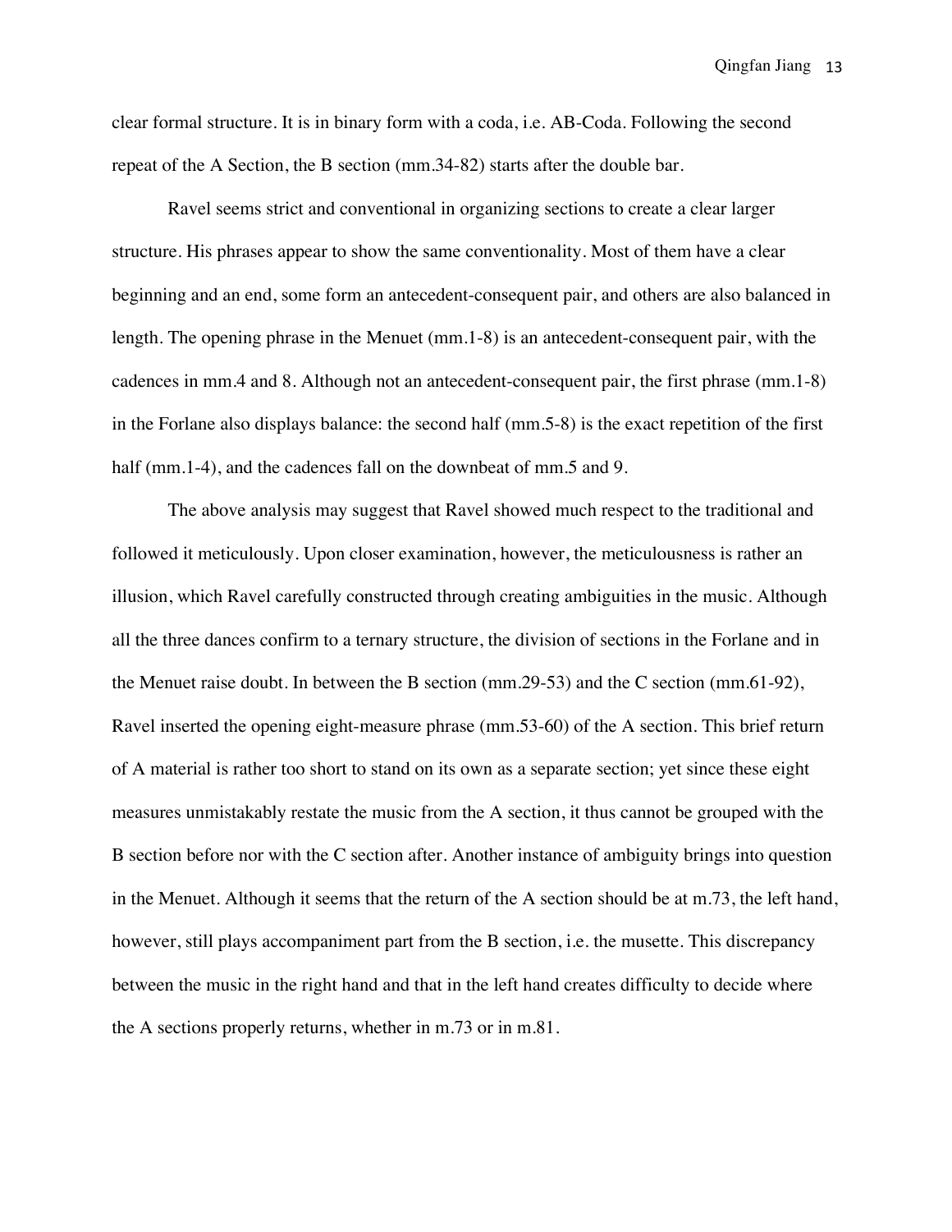clear formal structure. It is in binary form with a coda, i.e. AB-Coda. Following the second repeat of the A Section, the B section (mm.34-82) starts after the double bar.

Ravel seems strict and conventional in organizing sections to create a clear larger structure. His phrases appear to show the same conventionality. Most of them have a clear beginning and an end, some form an antecedent-consequent pair, and others are also balanced in length. The opening phrase in the Menuet (mm.1-8) is an antecedent-consequent pair, with the cadences in mm.4 and 8. Although not an antecedent-consequent pair, the first phrase (mm.1-8) in the Forlane also displays balance: the second half (mm.5-8) is the exact repetition of the first half (mm.1-4), and the cadences fall on the downbeat of mm.5 and 9.

The above analysis may suggest that Ravel showed much respect to the traditional and followed it meticulously. Upon closer examination, however, the meticulousness is rather an illusion, which Ravel carefully constructed through creating ambiguities in the music. Although all the three dances confirm to a ternary structure, the division of sections in the Forlane and in the Menuet raise doubt. In between the B section (mm.29-53) and the C section (mm.61-92), Ravel inserted the opening eight-measure phrase (mm.53-60) of the A section. This brief return of A material is rather too short to stand on its own as a separate section; yet since these eight measures unmistakably restate the music from the A section, it thus cannot be grouped with the B section before nor with the C section after. Another instance of ambiguity brings into question in the Menuet. Although it seems that the return of the A section should be at m.73, the left hand, however, still plays accompaniment part from the B section, i.e. the musette. This discrepancy between the music in the right hand and that in the left hand creates difficulty to decide where the A sections properly returns, whether in m.73 or in m.81.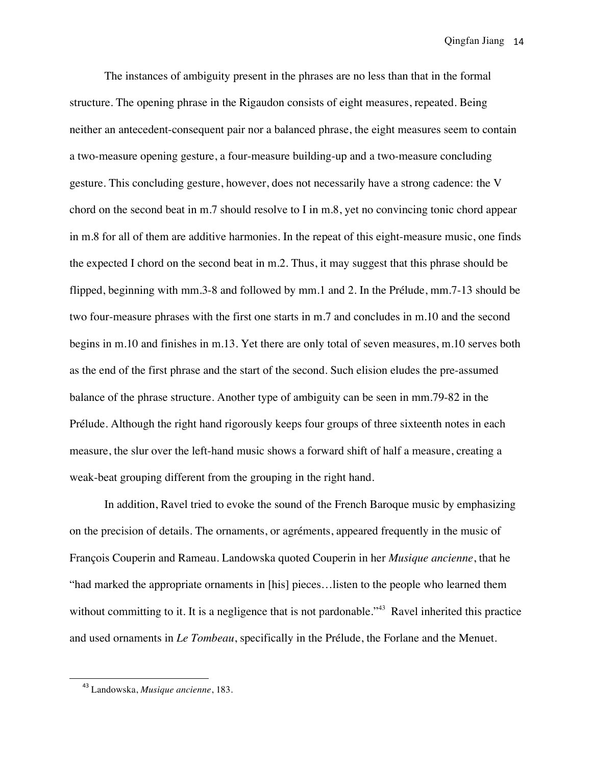The instances of ambiguity present in the phrases are no less than that in the formal structure. The opening phrase in the Rigaudon consists of eight measures, repeated. Being neither an antecedent-consequent pair nor a balanced phrase, the eight measures seem to contain a two-measure opening gesture, a four-measure building-up and a two-measure concluding gesture. This concluding gesture, however, does not necessarily have a strong cadence: the V chord on the second beat in m.7 should resolve to I in m.8, yet no convincing tonic chord appear in m.8 for all of them are additive harmonies. In the repeat of this eight-measure music, one finds the expected I chord on the second beat in m.2. Thus, it may suggest that this phrase should be flipped, beginning with mm.3-8 and followed by mm.1 and 2. In the Prélude, mm.7-13 should be two four-measure phrases with the first one starts in m.7 and concludes in m.10 and the second begins in m.10 and finishes in m.13. Yet there are only total of seven measures, m.10 serves both as the end of the first phrase and the start of the second. Such elision eludes the pre-assumed balance of the phrase structure. Another type of ambiguity can be seen in mm.79-82 in the Prélude. Although the right hand rigorously keeps four groups of three sixteenth notes in each measure, the slur over the left-hand music shows a forward shift of half a measure, creating a weak-beat grouping different from the grouping in the right hand.

In addition, Ravel tried to evoke the sound of the French Baroque music by emphasizing on the precision of details. The ornaments, or agréments, appeared frequently in the music of François Couperin and Rameau. Landowska quoted Couperin in her *Musique ancienne*, that he "had marked the appropriate ornaments in [his] pieces…listen to the people who learned them without committing to it. It is a negligence that is not pardonable."[43] Ravel inherited this practice and used ornaments in *Le Tombeau*, specifically in the Prélude, the Forlane and the Menuet.

---

[43] Landowska, *Musique ancienne*, 183.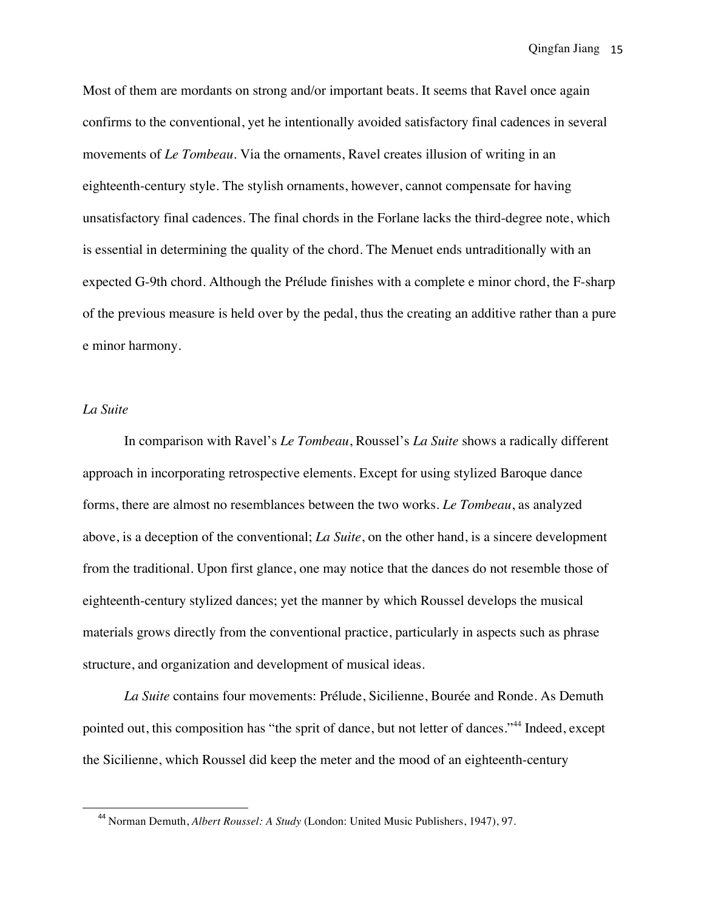Most of them are mordants on strong and/or important beats. It seems that Ravel once again confirms to the conventional, yet he intentionally avoided satisfactory final cadences in several movements of *Le Tombeau*. Via the ornaments, Ravel creates illusion of writing in an eighteenth-century style. The stylish ornaments, however, cannot compensate for having unsatisfactory final cadences. The final chords in the Forlane lacks the third-degree note, which is essential in determining the quality of the chord. The Menuet ends untraditionally with an expected G-9th chord. Although the Prélude finishes with a complete e minor chord, the F-sharp of the previous measure is held over by the pedal, thus the creating an additive rather than a pure e minor harmony.

*La Suite*

In comparison with Ravel's *Le Tombeau*, Roussel's *La Suite* shows a radically different approach in incorporating retrospective elements. Except for using stylized Baroque dance forms, there are almost no resemblances between the two works. *Le Tombeau*, as analyzed above, is a deception of the conventional; *La Suite*, on the other hand, is a sincere development from the traditional. Upon first glance, one may notice that the dances do not resemble those of eighteenth-century stylized dances; yet the manner by which Roussel develops the musical materials grows directly from the conventional practice, particularly in aspects such as phrase structure, and organization and development of musical ideas.

*La Suite* contains four movements: Prélude, Sicilienne, Bourée and Ronde. As Demuth pointed out, this composition has "the sprit of dance, but not letter of dances."[44] Indeed, except the Sicilienne, which Roussel did keep the meter and the mood of an eighteenth-century

---

[44] Norman Demuth, *Albert Roussel: A Study* (London: United Music Publishers, 1947), 97.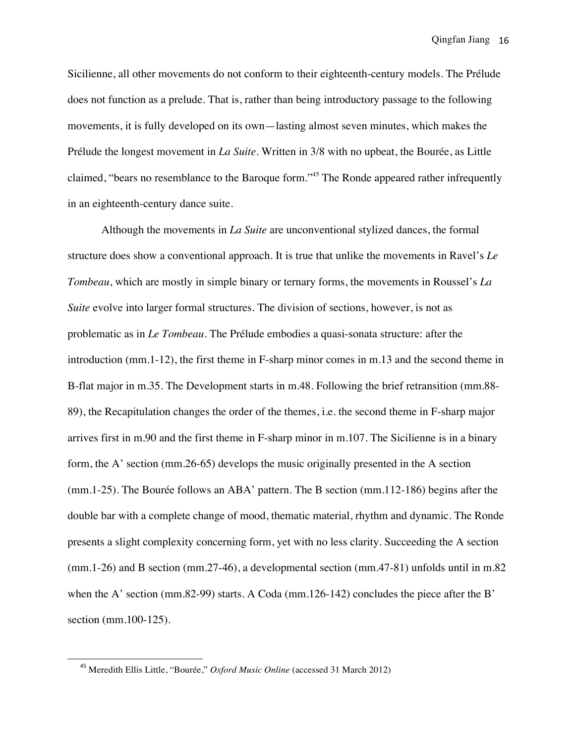Sicilienne, all other movements do not conform to their eighteenth-century models. The Prélude does not function as a prelude. That is, rather than being introductory passage to the following movements, it is fully developed on its own—lasting almost seven minutes, which makes the Prélude the longest movement in *La Suite*. Written in 3/8 with no upbeat, the Bourée, as Little claimed, "bears no resemblance to the Baroque form."[45] The Ronde appeared rather infrequently in an eighteenth-century dance suite.

Although the movements in *La Suite* are unconventional stylized dances, the formal structure does show a conventional approach. It is true that unlike the movements in Ravel's *Le Tombeau*, which are mostly in simple binary or ternary forms, the movements in Roussel's *La Suite* evolve into larger formal structures. The division of sections, however, is not as problematic as in *Le Tombeau*. The Prélude embodies a quasi-sonata structure: after the introduction (mm.1-12), the first theme in F-sharp minor comes in m.13 and the second theme in B-flat major in m.35. The Development starts in m.48. Following the brief retransition (mm.88-89), the Recapitulation changes the order of the themes, i.e. the second theme in F-sharp major arrives first in m.90 and the first theme in F-sharp minor in m.107. The Sicilienne is in a binary form, the A' section (mm.26-65) develops the music originally presented in the A section (mm.1-25). The Bourée follows an ABA' pattern. The B section (mm.112-186) begins after the double bar with a complete change of mood, thematic material, rhythm and dynamic. The Ronde presents a slight complexity concerning form, yet with no less clarity. Succeeding the A section (mm.1-26) and B section (mm.27-46), a developmental section (mm.47-81) unfolds until in m.82 when the A' section (mm.82-99) starts. A Coda (mm.126-142) concludes the piece after the B' section (mm.100-125).

---

[45] Meredith Ellis Little, "Bourée," *Oxford Music Online* (accessed 31 March 2012)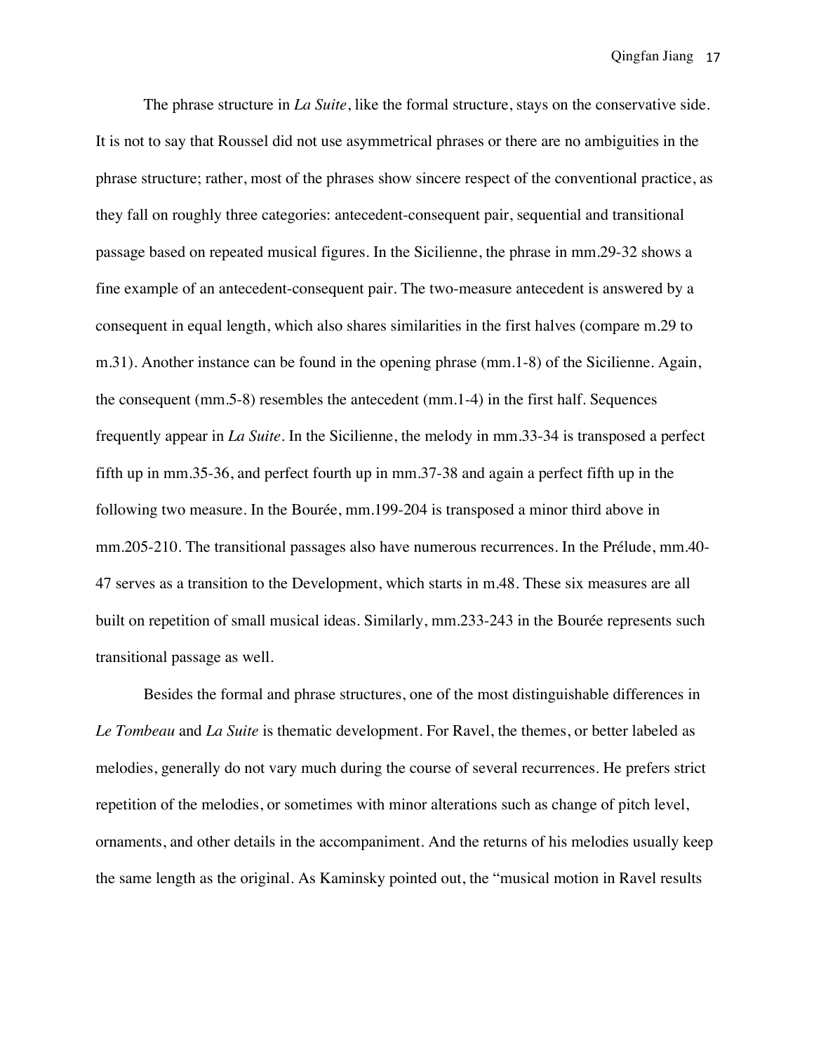The phrase structure in *La Suite*, like the formal structure, stays on the conservative side. It is not to say that Roussel did not use asymmetrical phrases or there are no ambiguities in the phrase structure; rather, most of the phrases show sincere respect of the conventional practice, as they fall on roughly three categories: antecedent-consequent pair, sequential and transitional passage based on repeated musical figures. In the Sicilienne, the phrase in mm.29-32 shows a fine example of an antecedent-consequent pair. The two-measure antecedent is answered by a consequent in equal length, which also shares similarities in the first halves (compare m.29 to m.31). Another instance can be found in the opening phrase (mm.1-8) of the Sicilienne. Again, the consequent (mm.5-8) resembles the antecedent (mm.1-4) in the first half. Sequences frequently appear in *La Suite*. In the Sicilienne, the melody in mm.33-34 is transposed a perfect fifth up in mm.35-36, and perfect fourth up in mm.37-38 and again a perfect fifth up in the following two measure. In the Bourée, mm.199-204 is transposed a minor third above in mm.205-210. The transitional passages also have numerous recurrences. In the Prélude, mm.40-47 serves as a transition to the Development, which starts in m.48. These six measures are all built on repetition of small musical ideas. Similarly, mm.233-243 in the Bourée represents such transitional passage as well.

Besides the formal and phrase structures, one of the most distinguishable differences in *Le Tombeau* and *La Suite* is thematic development. For Ravel, the themes, or better labeled as melodies, generally do not vary much during the course of several recurrences. He prefers strict repetition of the melodies, or sometimes with minor alterations such as change of pitch level, ornaments, and other details in the accompaniment. And the returns of his melodies usually keep the same length as the original. As Kaminsky pointed out, the "musical motion in Ravel results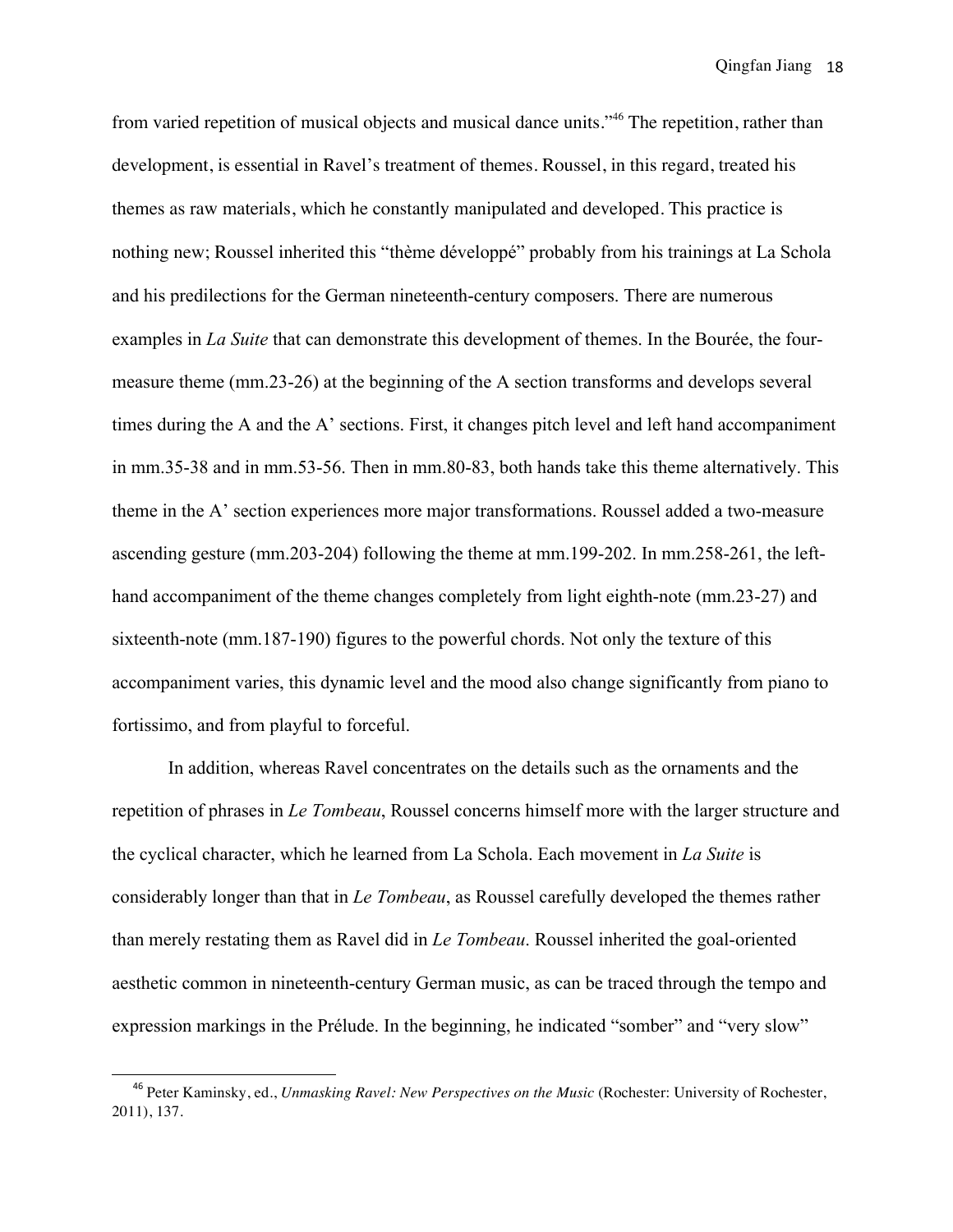from varied repetition of musical objects and musical dance units."[46] The repetition, rather than development, is essential in Ravel's treatment of themes. Roussel, in this regard, treated his themes as raw materials, which he constantly manipulated and developed. This practice is nothing new; Roussel inherited this "thème développé" probably from his trainings at La Schola and his predilections for the German nineteenth-century composers. There are numerous examples in *La Suite* that can demonstrate this development of themes. In the Bourée, the four-measure theme (mm.23-26) at the beginning of the A section transforms and develops several times during the A and the A' sections. First, it changes pitch level and left hand accompaniment in mm.35-38 and in mm.53-56. Then in mm.80-83, both hands take this theme alternatively. This theme in the A' section experiences more major transformations. Roussel added a two-measure ascending gesture (mm.203-204) following the theme at mm.199-202. In mm.258-261, the left-hand accompaniment of the theme changes completely from light eighth-note (mm.23-27) and sixteenth-note (mm.187-190) figures to the powerful chords. Not only the texture of this accompaniment varies, this dynamic level and the mood also change significantly from piano to fortissimo, and from playful to forceful.

In addition, whereas Ravel concentrates on the details such as the ornaments and the repetition of phrases in *Le Tombeau*, Roussel concerns himself more with the larger structure and the cyclical character, which he learned from La Schola. Each movement in *La Suite* is considerably longer than that in *Le Tombeau*, as Roussel carefully developed the themes rather than merely restating them as Ravel did in *Le Tombeau*. Roussel inherited the goal-oriented aesthetic common in nineteenth-century German music, as can be traced through the tempo and expression markings in the Prélude. In the beginning, he indicated "somber" and "very slow"

[46] Peter Kaminsky, ed., *Unmasking Ravel: New Perspectives on the Music* (Rochester: University of Rochester, 2011), 137.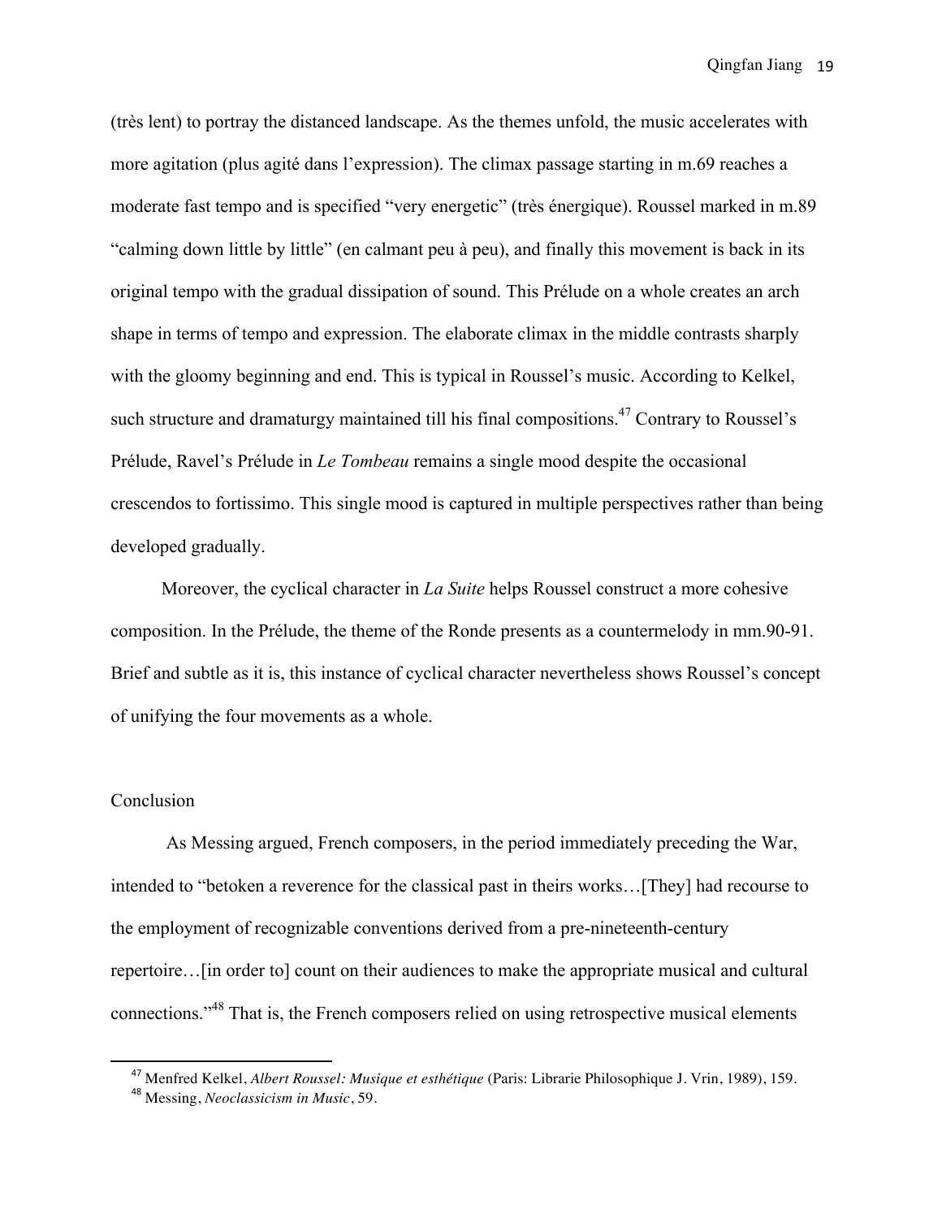(très lent) to portray the distanced landscape. As the themes unfold, the music accelerates with more agitation (plus agité dans l'expression). The climax passage starting in m.69 reaches a moderate fast tempo and is specified "very energetic" (très énergique). Roussel marked in m.89 "calming down little by little" (en calmant peu à peu), and finally this movement is back in its original tempo with the gradual dissipation of sound. This Prélude on a whole creates an arch shape in terms of tempo and expression. The elaborate climax in the middle contrasts sharply with the gloomy beginning and end. This is typical in Roussel's music. According to Kelkel, such structure and dramaturgy maintained till his final compositions.[47] Contrary to Roussel's Prélude, Ravel's Prélude in *Le Tombeau* remains a single mood despite the occasional crescendos to fortissimo. This single mood is captured in multiple perspectives rather than being developed gradually.

Moreover, the cyclical character in *La Suite* helps Roussel construct a more cohesive composition. In the Prélude, the theme of the Ronde presents as a countermelody in mm.90-91. Brief and subtle as it is, this instance of cyclical character nevertheless shows Roussel's concept of unifying the four movements as a whole.

## Conclusion

As Messing argued, French composers, in the period immediately preceding the War, intended to "betoken a reverence for the classical past in theirs works…[They] had recourse to the employment of recognizable conventions derived from a pre-nineteenth-century repertoire…[in order to] count on their audiences to make the appropriate musical and cultural connections."[48] That is, the French composers relied on using retrospective musical elements

---

[47] Menfred Kelkel, *Albert Roussel: Musique et esthétique* (Paris: Librarie Philosophique J. Vrin, 1989), 159.

[48] Messing, *Neoclassicism in Music*, 59.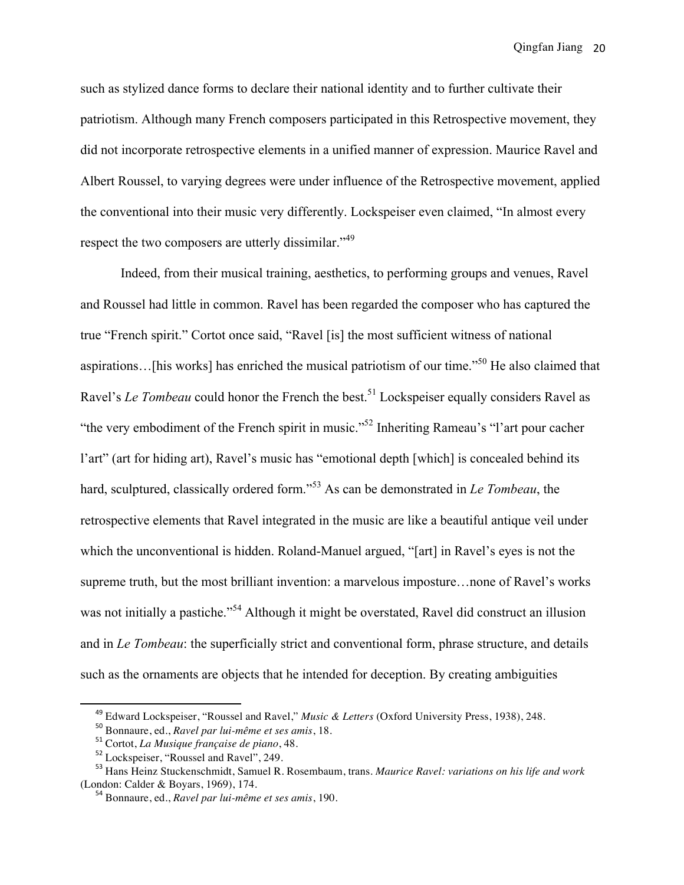such as stylized dance forms to declare their national identity and to further cultivate their patriotism. Although many French composers participated in this Retrospective movement, they did not incorporate retrospective elements in a unified manner of expression. Maurice Ravel and Albert Roussel, to varying degrees were under influence of the Retrospective movement, applied the conventional into their music very differently. Lockspeiser even claimed, "In almost every respect the two composers are utterly dissimilar."[49]

Indeed, from their musical training, aesthetics, to performing groups and venues, Ravel and Roussel had little in common. Ravel has been regarded the composer who has captured the true "French spirit." Cortot once said, "Ravel [is] the most sufficient witness of national aspirations…[his works] has enriched the musical patriotism of our time."[50] He also claimed that Ravel's *Le Tombeau* could honor the French the best.[51] Lockspeiser equally considers Ravel as "the very embodiment of the French spirit in music."[52] Inheriting Rameau's "l'art pour cacher l'art" (art for hiding art), Ravel's music has "emotional depth [which] is concealed behind its hard, sculptured, classically ordered form."[53] As can be demonstrated in *Le Tombeau*, the retrospective elements that Ravel integrated in the music are like a beautiful antique veil under which the unconventional is hidden. Roland-Manuel argued, "[art] in Ravel's eyes is not the supreme truth, but the most brilliant invention: a marvelous imposture…none of Ravel's works was not initially a pastiche."[54] Although it might be overstated, Ravel did construct an illusion and in *Le Tombeau*: the superficially strict and conventional form, phrase structure, and details such as the ornaments are objects that he intended for deception. By creating ambiguities

---

[49] Edward Lockspeiser, "Roussel and Ravel," *Music & Letters* (Oxford University Press, 1938), 248.

[50] Bonnaure, ed., *Ravel par lui-même et ses amis*, 18.

[51] Cortot, *La Musique française de piano*, 48.

[52] Lockspeiser, "Roussel and Ravel", 249.

[53] Hans Heinz Stuckenschmidt, Samuel R. Rosembaum, trans. *Maurice Ravel: variations on his life and work* (London: Calder & Boyars, 1969), 174.

[54] Bonnaure, ed., *Ravel par lui-même et ses amis*, 190.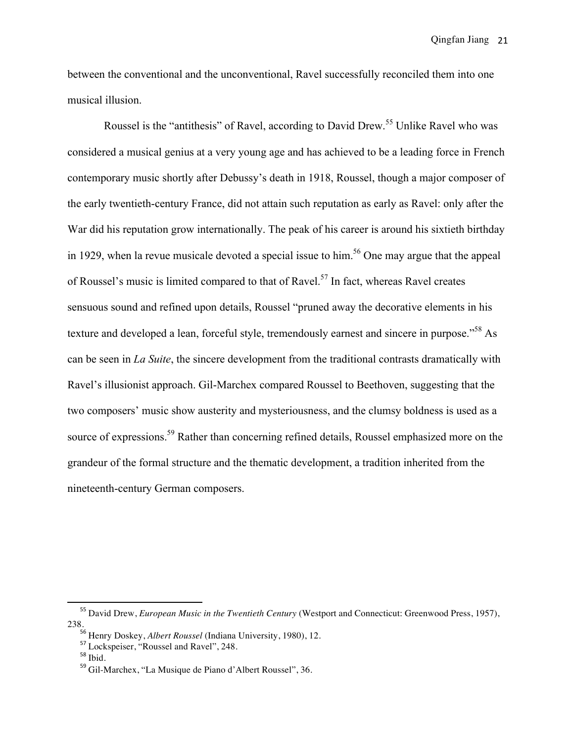between the conventional and the unconventional, Ravel successfully reconciled them into one musical illusion.

Roussel is the "antithesis" of Ravel, according to David Drew.[55] Unlike Ravel who was considered a musical genius at a very young age and has achieved to be a leading force in French contemporary music shortly after Debussy's death in 1918, Roussel, though a major composer of the early twentieth-century France, did not attain such reputation as early as Ravel: only after the War did his reputation grow internationally. The peak of his career is around his sixtieth birthday in 1929, when la revue musicale devoted a special issue to him.[56] One may argue that the appeal of Roussel's music is limited compared to that of Ravel.[57] In fact, whereas Ravel creates sensuous sound and refined upon details, Roussel "pruned away the decorative elements in his texture and developed a lean, forceful style, tremendously earnest and sincere in purpose."[58] As can be seen in *La Suite*, the sincere development from the traditional contrasts dramatically with Ravel's illusionist approach. Gil-Marchex compared Roussel to Beethoven, suggesting that the two composers' music show austerity and mysteriousness, and the clumsy boldness is used as a source of expressions.[59] Rather than concerning refined details, Roussel emphasized more on the grandeur of the formal structure and the thematic development, a tradition inherited from the nineteenth-century German composers.

---

[55] David Drew, *European Music in the Twentieth Century* (Westport and Connecticut: Greenwood Press, 1957), 238.

[56] Henry Doskey, *Albert Roussel* (Indiana University, 1980), 12.

[57] Lockspeiser, "Roussel and Ravel", 248.

[58] Ibid.

[59] Gil-Marchex, "La Musique de Piano d'Albert Roussel", 36.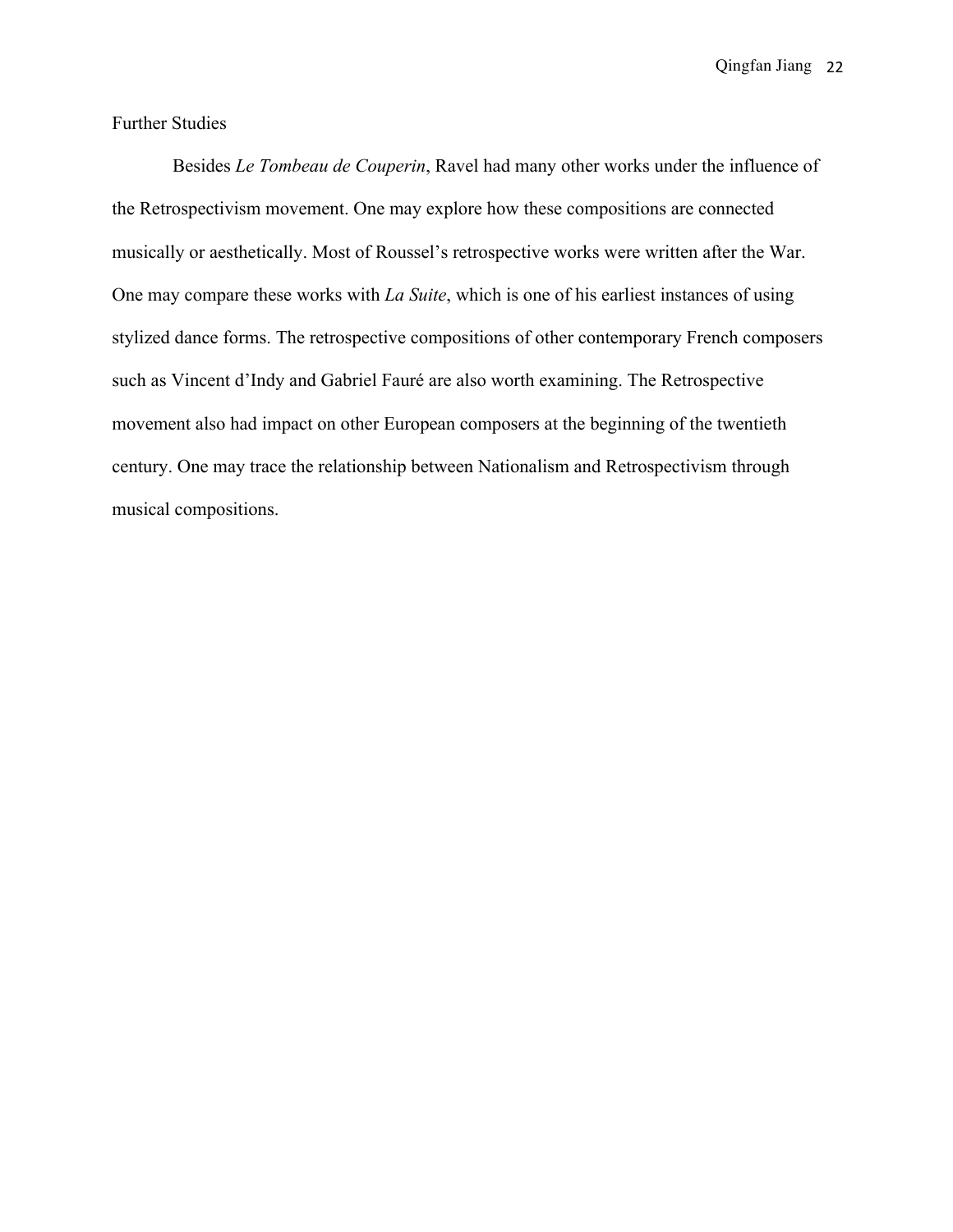## Further Studies

Besides *Le Tombeau de Couperin*, Ravel had many other works under the influence of the Retrospectivism movement. One may explore how these compositions are connected musically or aesthetically. Most of Roussel's retrospective works were written after the War. One may compare these works with *La Suite*, which is one of his earliest instances of using stylized dance forms. The retrospective compositions of other contemporary French composers such as Vincent d'Indy and Gabriel Fauré are also worth examining. The Retrospective movement also had impact on other European composers at the beginning of the twentieth century. One may trace the relationship between Nationalism and Retrospectivism through musical compositions.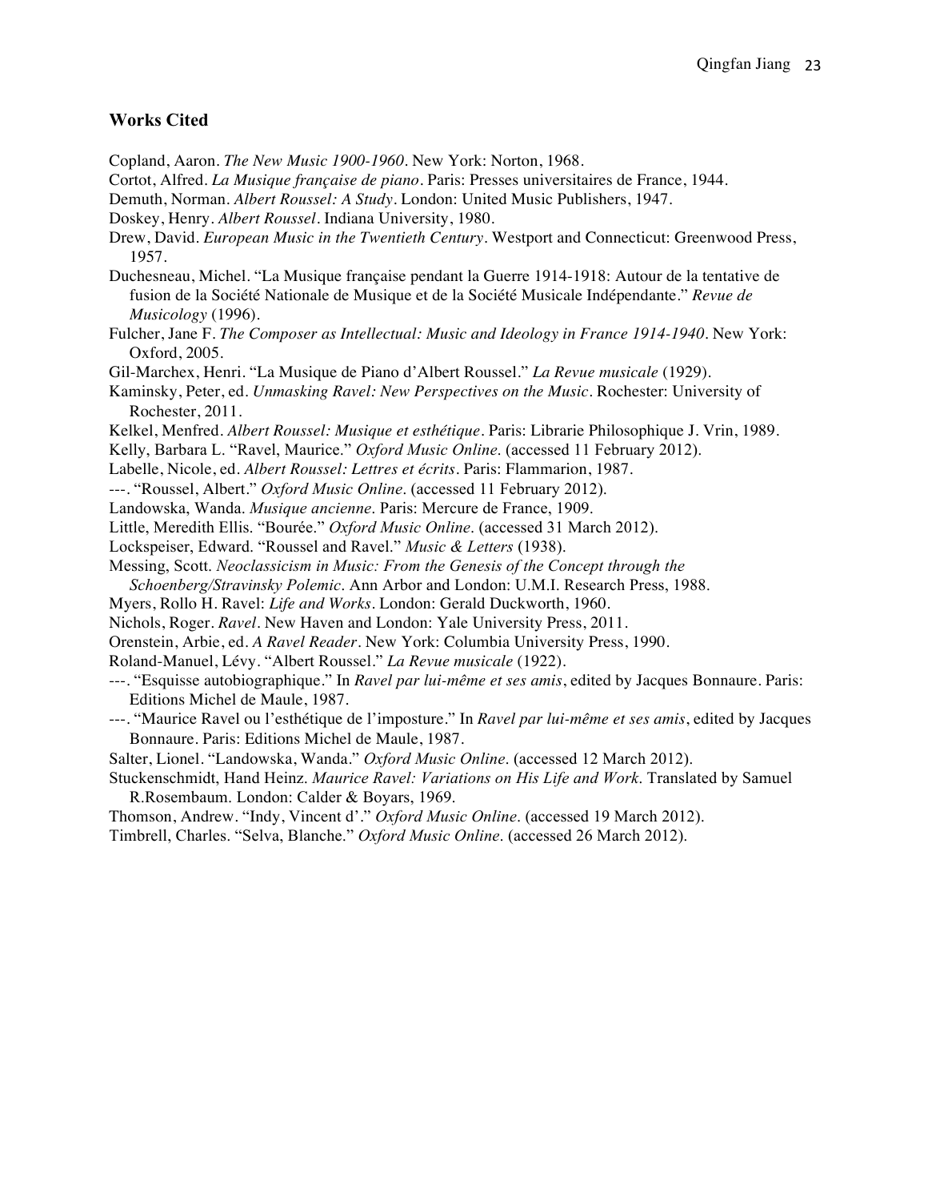## Works Cited

Copland, Aaron. *The New Music 1900-1960*. New York: Norton, 1968.

Cortot, Alfred. *La Musique française de piano*. Paris: Presses universitaires de France, 1944.

Demuth, Norman. *Albert Roussel: A Study*. London: United Music Publishers, 1947.

Doskey, Henry. *Albert Roussel*. Indiana University, 1980.

Drew, David. *European Music in the Twentieth Century*. Westport and Connecticut: Greenwood Press, 1957.

Duchesneau, Michel. "La Musique française pendant la Guerre 1914-1918: Autour de la tentative de fusion de la Société Nationale de Musique et de la Société Musicale Indépendante." *Revue de Musicology* (1996).

Fulcher, Jane F. *The Composer as Intellectual: Music and Ideology in France 1914-1940*. New York: Oxford, 2005.

Gil-Marchex, Henri. "La Musique de Piano d'Albert Roussel." *La Revue musicale* (1929).

Kaminsky, Peter, ed. *Unmasking Ravel: New Perspectives on the Music*. Rochester: University of Rochester, 2011.

Kelkel, Menfred. *Albert Roussel: Musique et esthétique*. Paris: Librarie Philosophique J. Vrin, 1989.

Kelly, Barbara L. "Ravel, Maurice." *Oxford Music Online*. (accessed 11 February 2012).

Labelle, Nicole, ed. *Albert Roussel: Lettres et écrits*. Paris: Flammarion, 1987.

---. "Roussel, Albert." *Oxford Music Online*. (accessed 11 February 2012).

Landowska, Wanda. *Musique ancienne*. Paris: Mercure de France, 1909.

Little, Meredith Ellis. "Bourée." *Oxford Music Online*. (accessed 31 March 2012).

Lockspeiser, Edward. "Roussel and Ravel." *Music & Letters* (1938).

Messing, Scott. *Neoclassicism in Music: From the Genesis of the Concept through the Schoenberg/Stravinsky Polemic*. Ann Arbor and London: U.M.I. Research Press, 1988.

Myers, Rollo H. Ravel: *Life and Works*. London: Gerald Duckworth, 1960.

Nichols, Roger. *Ravel*. New Haven and London: Yale University Press, 2011.

Orenstein, Arbie, ed. *A Ravel Reader*. New York: Columbia University Press, 1990.

Roland-Manuel, Lévy. "Albert Roussel." *La Revue musicale* (1922).

---. "Esquisse autobiographique." In *Ravel par lui-même et ses amis*, edited by Jacques Bonnaure. Paris: Editions Michel de Maule, 1987.

---. "Maurice Ravel ou l'esthétique de l'imposture." In *Ravel par lui-même et ses amis*, edited by Jacques Bonnaure. Paris: Editions Michel de Maule, 1987.

Salter, Lionel. "Landowska, Wanda." *Oxford Music Online*. (accessed 12 March 2012).

Stuckenschmidt, Hand Heinz. *Maurice Ravel: Variations on His Life and Work*. Translated by Samuel R.Rosembaum. London: Calder & Boyars, 1969.

Thomson, Andrew. "Indy, Vincent d'." *Oxford Music Online*. (accessed 19 March 2012).

Timbrell, Charles. "Selva, Blanche." *Oxford Music Online*. (accessed 26 March 2012).